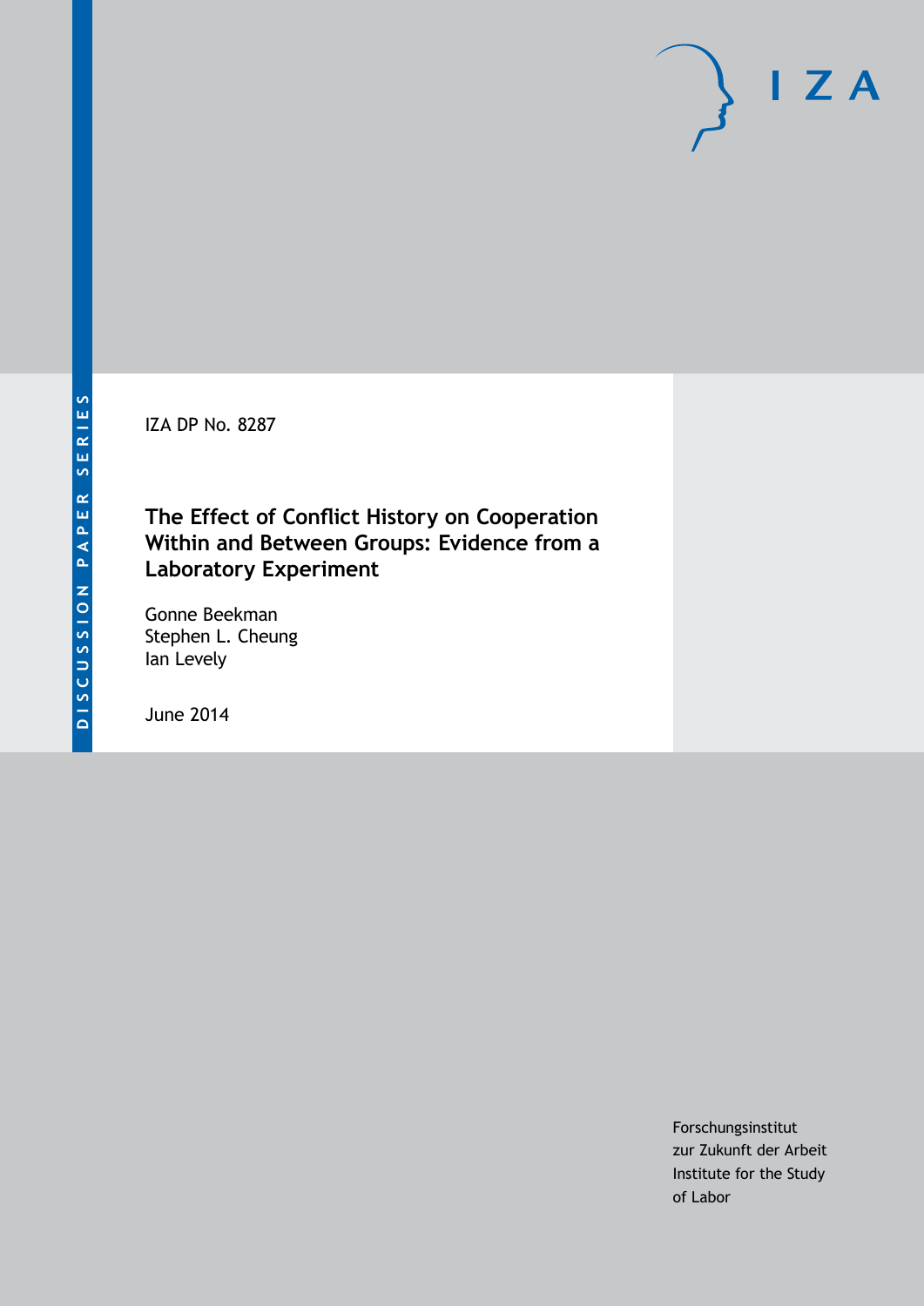DISCUSSION PAPER SERIES

IZA DP No. 8287

# The Effect of Conflict History on Cooperation Within and Between Groups: Evidence from a Laboratory Experiment

Gonne Beekman
Stephen L. Cheung
Ian Levely

June 2014

Forschungsinstitut
zur Zukunft der Arbeit
Institute for the Study
of Labor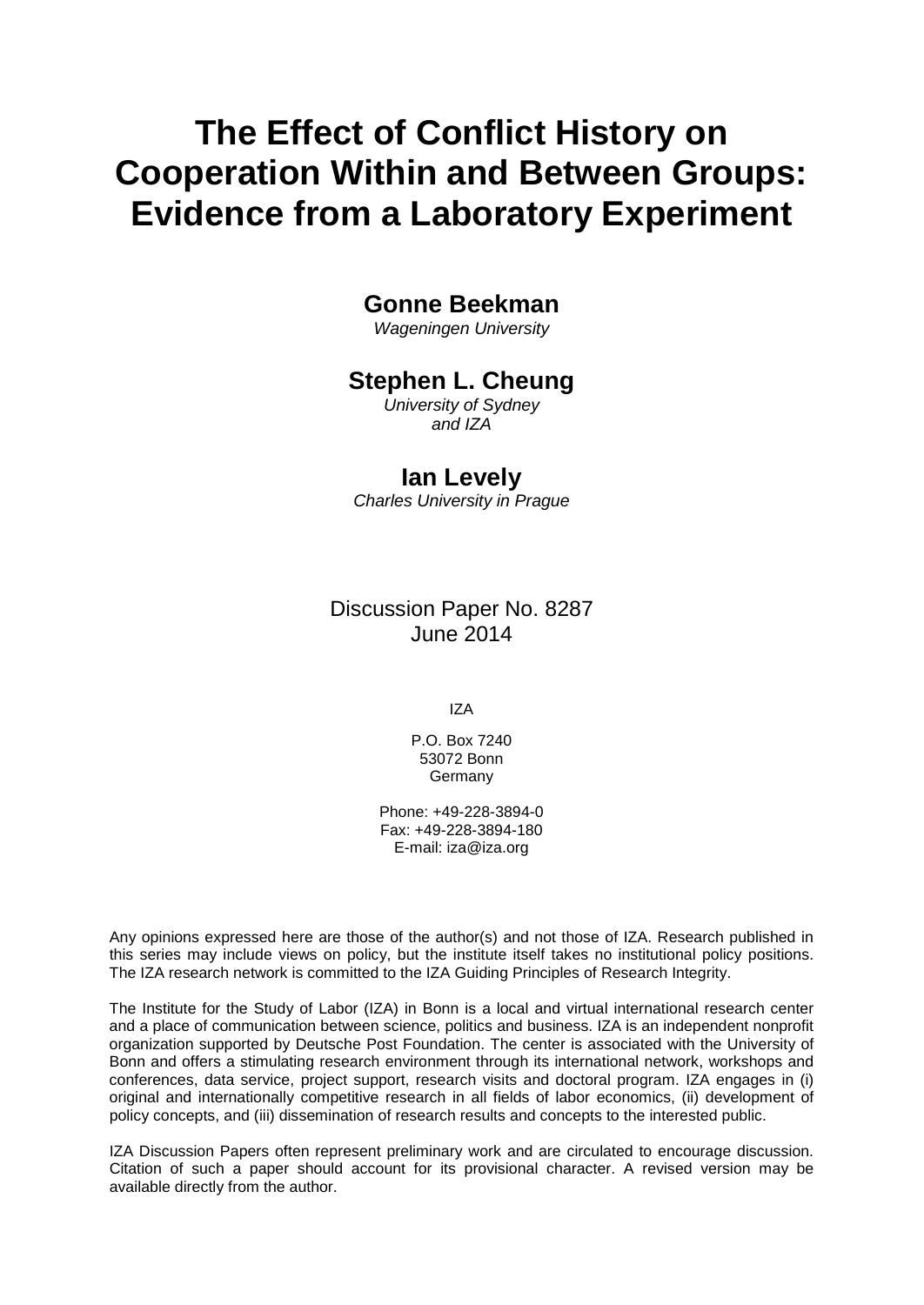# The Effect of Conflict History on Cooperation Within and Between Groups: Evidence from a Laboratory Experiment

**Gonne Beekman**
*Wageningen University*

**Stephen L. Cheung**
*University of Sydney*
*and IZA*

**Ian Levely**
*Charles University in Prague*

Discussion Paper No. 8287
June 2014

IZA

P.O. Box 7240
53072 Bonn
Germany

Phone: +49-228-3894-0
Fax: +49-228-3894-180
E-mail: iza@iza.org

Any opinions expressed here are those of the author(s) and not those of IZA. Research published in this series may include views on policy, but the institute itself takes no institutional policy positions. The IZA research network is committed to the IZA Guiding Principles of Research Integrity.

The Institute for the Study of Labor (IZA) in Bonn is a local and virtual international research center and a place of communication between science, politics and business. IZA is an independent nonprofit organization supported by Deutsche Post Foundation. The center is associated with the University of Bonn and offers a stimulating research environment through its international network, workshops and conferences, data service, project support, research visits and doctoral program. IZA engages in (i) original and internationally competitive research in all fields of labor economics, (ii) development of policy concepts, and (iii) dissemination of research results and concepts to the interested public.

IZA Discussion Papers often represent preliminary work and are circulated to encourage discussion. Citation of such a paper should account for its provisional character. A revised version may be available directly from the author.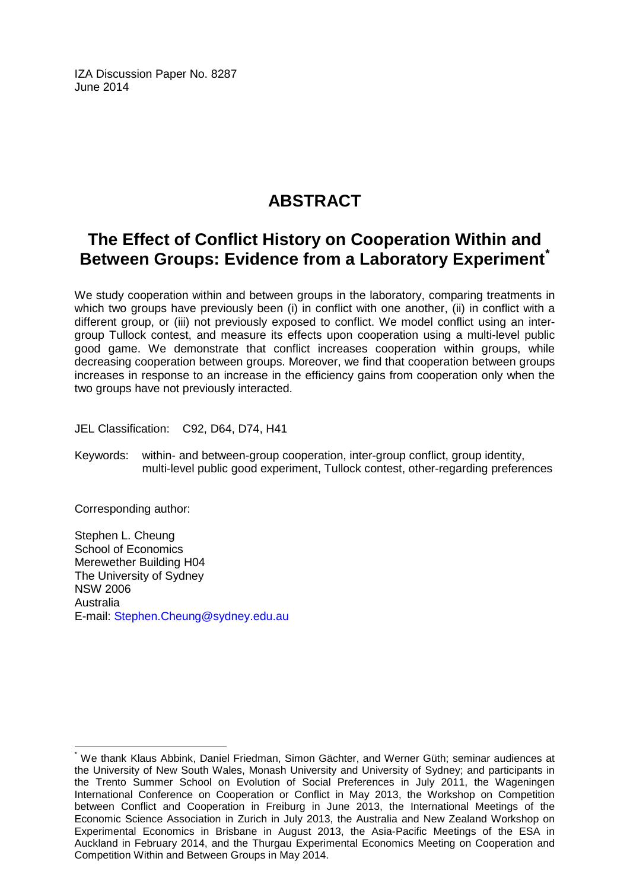IZA Discussion Paper No. 8287
June 2014

# ABSTRACT

## The Effect of Conflict History on Cooperation Within and Between Groups: Evidence from a Laboratory Experiment[*]

We study cooperation within and between groups in the laboratory, comparing treatments in which two groups have previously been (i) in conflict with one another, (ii) in conflict with a different group, or (iii) not previously exposed to conflict. We model conflict using an inter-group Tullock contest, and measure its effects upon cooperation using a multi-level public good game. We demonstrate that conflict increases cooperation within groups, while decreasing cooperation between groups. Moreover, we find that cooperation between groups increases in response to an increase in the efficiency gains from cooperation only when the two groups have not previously interacted.

JEL Classification: C92, D64, D74, H41

Keywords: within- and between-group cooperation, inter-group conflict, group identity, multi-level public good experiment, Tullock contest, other-regarding preferences

Corresponding author:

Stephen L. Cheung
School of Economics
Merewether Building H04
The University of Sydney
NSW 2006
Australia
E-mail: Stephen.Cheung@sydney.edu.au

[*] We thank Klaus Abbink, Daniel Friedman, Simon Gächter, and Werner Güth; seminar audiences at the University of New South Wales, Monash University and University of Sydney; and participants in the Trento Summer School on Evolution of Social Preferences in July 2011, the Wageningen International Conference on Cooperation or Conflict in May 2013, the Workshop on Competition between Conflict and Cooperation in Freiburg in June 2013, the International Meetings of the Economic Science Association in Zurich in July 2013, the Australia and New Zealand Workshop on Experimental Economics in Brisbane in August 2013, the Asia-Pacific Meetings of the ESA in Auckland in February 2014, and the Thurgau Experimental Economics Meeting on Cooperation and Competition Within and Between Groups in May 2014.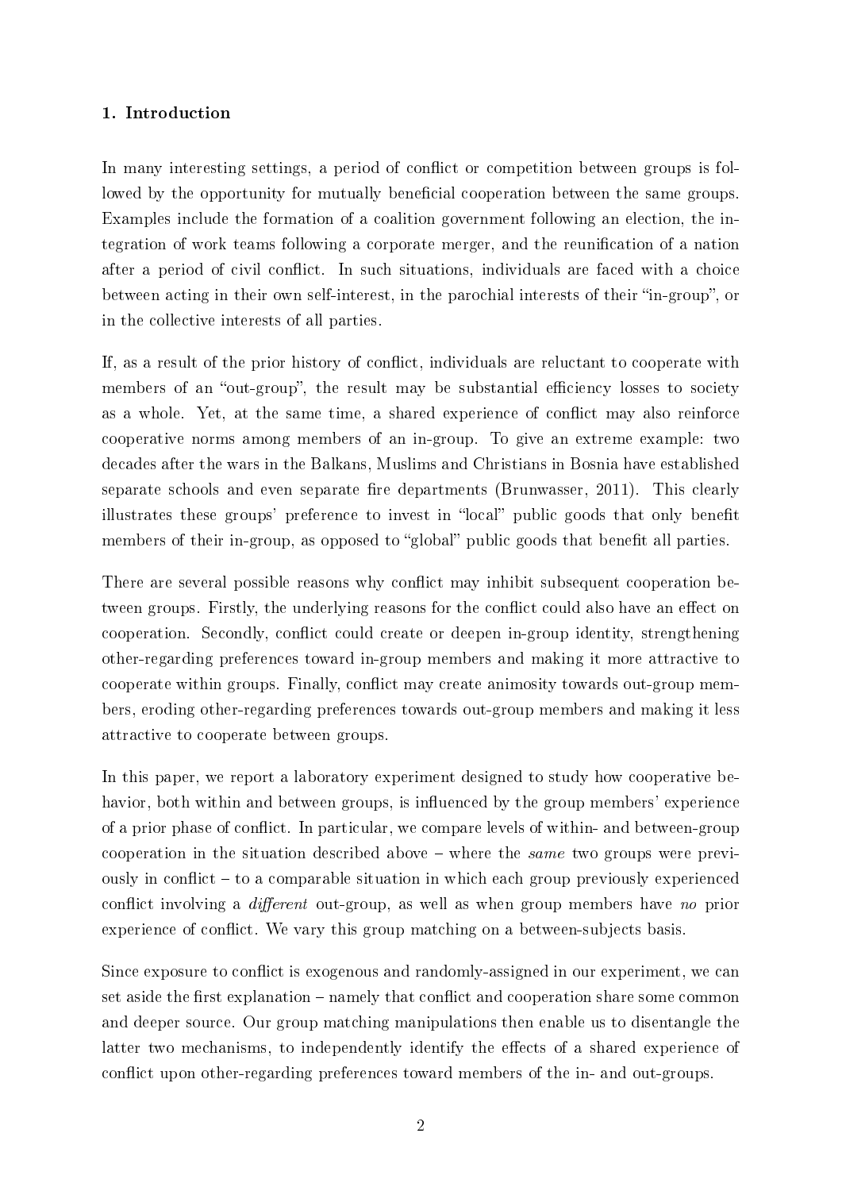## 1. Introduction

In many interesting settings, a period of conflict or competition between groups is followed by the opportunity for mutually beneficial cooperation between the same groups. Examples include the formation of a coalition government following an election, the integration of work teams following a corporate merger, and the reunification of a nation after a period of civil conflict. In such situations, individuals are faced with a choice between acting in their own self-interest, in the parochial interests of their "in-group", or in the collective interests of all parties.

If, as a result of the prior history of conflict, individuals are reluctant to cooperate with members of an "out-group", the result may be substantial efficiency losses to society as a whole. Yet, at the same time, a shared experience of conflict may also reinforce cooperative norms among members of an in-group. To give an extreme example: two decades after the wars in the Balkans, Muslims and Christians in Bosnia have established separate schools and even separate fire departments (Brunwasser, 2011). This clearly illustrates these groups' preference to invest in "local" public goods that only benefit members of their in-group, as opposed to "global" public goods that benefit all parties.

There are several possible reasons why conflict may inhibit subsequent cooperation between groups. Firstly, the underlying reasons for the conflict could also have an effect on cooperation. Secondly, conflict could create or deepen in-group identity, strengthening other-regarding preferences toward in-group members and making it more attractive to cooperate within groups. Finally, conflict may create animosity towards out-group members, eroding other-regarding preferences towards out-group members and making it less attractive to cooperate between groups.

In this paper, we report a laboratory experiment designed to study how cooperative behavior, both within and between groups, is influenced by the group members' experience of a prior phase of conflict. In particular, we compare levels of within- and between-group cooperation in the situation described above – where the *same* two groups were previously in conflict – to a comparable situation in which each group previously experienced conflict involving a *different* out-group, as well as when group members have *no* prior experience of conflict. We vary this group matching on a between-subjects basis.

Since exposure to conflict is exogenous and randomly-assigned in our experiment, we can set aside the first explanation – namely that conflict and cooperation share some common and deeper source. Our group matching manipulations then enable us to disentangle the latter two mechanisms, to independently identify the effects of a shared experience of conflict upon other-regarding preferences toward members of the in- and out-groups.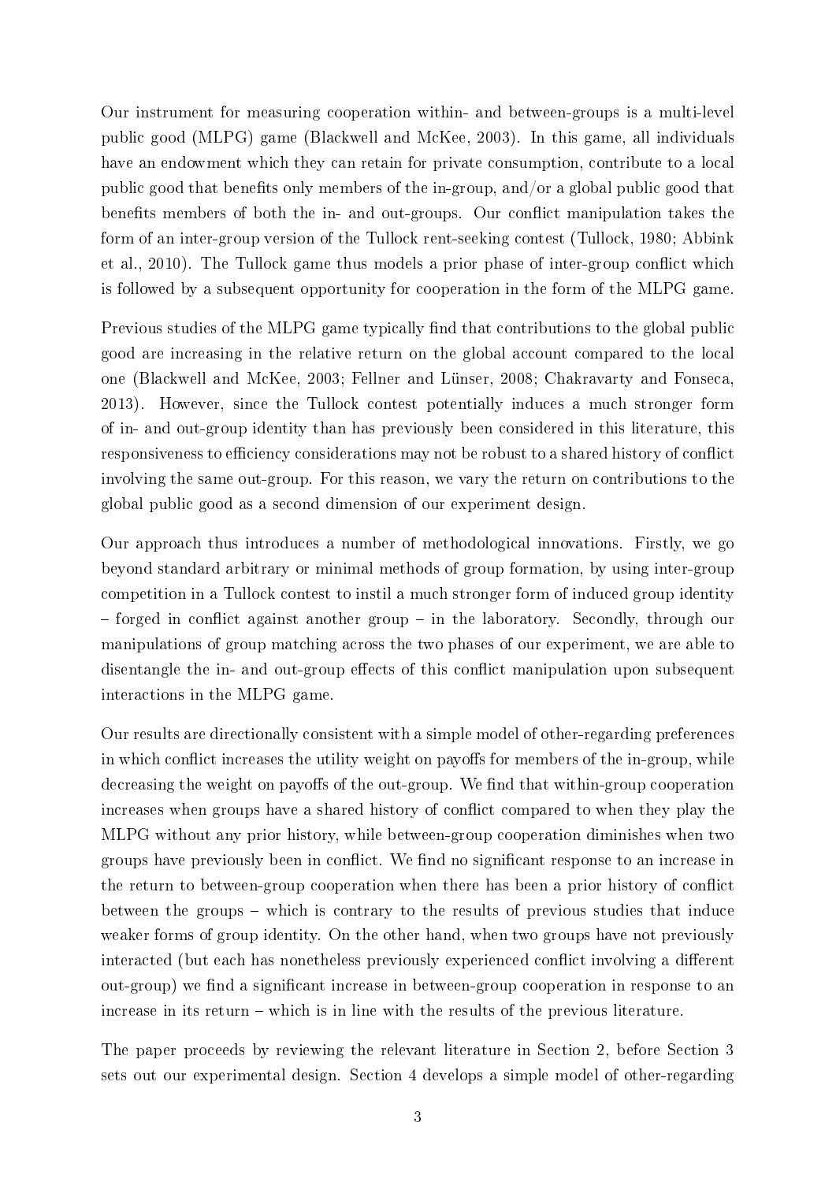Our instrument for measuring cooperation within- and between-groups is a multi-level public good (MLPG) game (Blackwell and McKee, 2003). In this game, all individuals have an endowment which they can retain for private consumption, contribute to a local public good that benefits only members of the in-group, and/or a global public good that benefits members of both the in- and out-groups. Our conflict manipulation takes the form of an inter-group version of the Tullock rent-seeking contest (Tullock, 1980; Abbink et al., 2010). The Tullock game thus models a prior phase of inter-group conflict which is followed by a subsequent opportunity for cooperation in the form of the MLPG game.

Previous studies of the MLPG game typically find that contributions to the global public good are increasing in the relative return on the global account compared to the local one (Blackwell and McKee, 2003; Fellner and Lünser, 2008; Chakravarty and Fonseca, 2013). However, since the Tullock contest potentially induces a much stronger form of in- and out-group identity than has previously been considered in this literature, this responsiveness to efficiency considerations may not be robust to a shared history of conflict involving the same out-group. For this reason, we vary the return on contributions to the global public good as a second dimension of our experiment design.

Our approach thus introduces a number of methodological innovations. Firstly, we go beyond standard arbitrary or minimal methods of group formation, by using inter-group competition in a Tullock contest to instil a much stronger form of induced group identity – forged in conflict against another group – in the laboratory. Secondly, through our manipulations of group matching across the two phases of our experiment, we are able to disentangle the in- and out-group effects of this conflict manipulation upon subsequent interactions in the MLPG game.

Our results are directionally consistent with a simple model of other-regarding preferences in which conflict increases the utility weight on payoffs for members of the in-group, while decreasing the weight on payoffs of the out-group. We find that within-group cooperation increases when groups have a shared history of conflict compared to when they play the MLPG without any prior history, while between-group cooperation diminishes when two groups have previously been in conflict. We find no significant response to an increase in the return to between-group cooperation when there has been a prior history of conflict between the groups – which is contrary to the results of previous studies that induce weaker forms of group identity. On the other hand, when two groups have not previously interacted (but each has nonetheless previously experienced conflict involving a different out-group) we find a significant increase in between-group cooperation in response to an increase in its return – which is in line with the results of the previous literature.

The paper proceeds by reviewing the relevant literature in Section 2, before Section 3 sets out our experimental design. Section 4 develops a simple model of other-regarding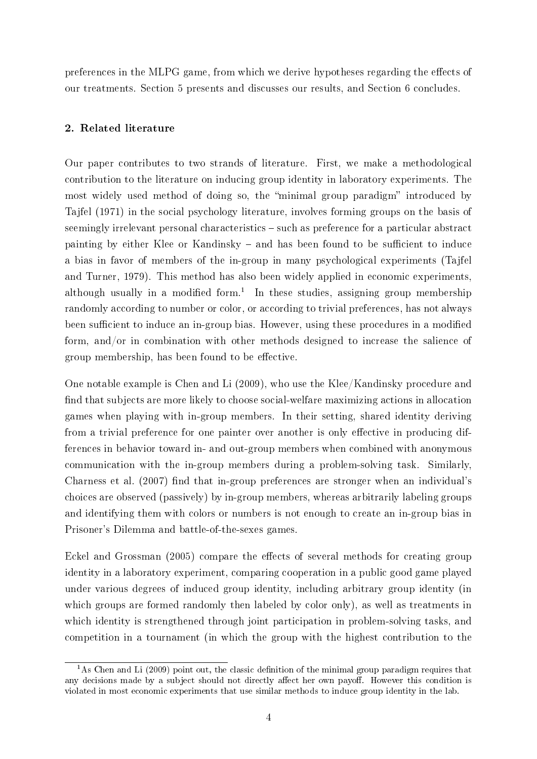preferences in the MLPG game, from which we derive hypotheses regarding the effects of our treatments. Section 5 presents and discusses our results, and Section 6 concludes.

## 2. Related literature

Our paper contributes to two strands of literature. First, we make a methodological contribution to the literature on inducing group identity in laboratory experiments. The most widely used method of doing so, the "minimal group paradigm" introduced by Tajfel (1971) in the social psychology literature, involves forming groups on the basis of seemingly irrelevant personal characteristics – such as preference for a particular abstract painting by either Klee or Kandinsky – and has been found to be sufficient to induce a bias in favor of members of the in-group in many psychological experiments (Tajfel and Turner, 1979). This method has also been widely applied in economic experiments, although usually in a modified form.[1] In these studies, assigning group membership randomly according to number or color, or according to trivial preferences, has not always been sufficient to induce an in-group bias. However, using these procedures in a modified form, and/or in combination with other methods designed to increase the salience of group membership, has been found to be effective.

One notable example is Chen and Li (2009), who use the Klee/Kandinsky procedure and find that subjects are more likely to choose social-welfare maximizing actions in allocation games when playing with in-group members. In their setting, shared identity deriving from a trivial preference for one painter over another is only effective in producing differences in behavior toward in- and out-group members when combined with anonymous communication with the in-group members during a problem-solving task. Similarly, Charness et al. (2007) find that in-group preferences are stronger when an individual's choices are observed (passively) by in-group members, whereas arbitrarily labeling groups and identifying them with colors or numbers is not enough to create an in-group bias in Prisoner's Dilemma and battle-of-the-sexes games.

Eckel and Grossman (2005) compare the effects of several methods for creating group identity in a laboratory experiment, comparing cooperation in a public good game played under various degrees of induced group identity, including arbitrary group identity (in which groups are formed randomly then labeled by color only), as well as treatments in which identity is strengthened through joint participation in problem-solving tasks, and competition in a tournament (in which the group with the highest contribution to the

[1] As Chen and Li (2009) point out, the classic definition of the minimal group paradigm requires that any decisions made by a subject should not directly affect her own payoff. However this condition is violated in most economic experiments that use similar methods to induce group identity in the lab.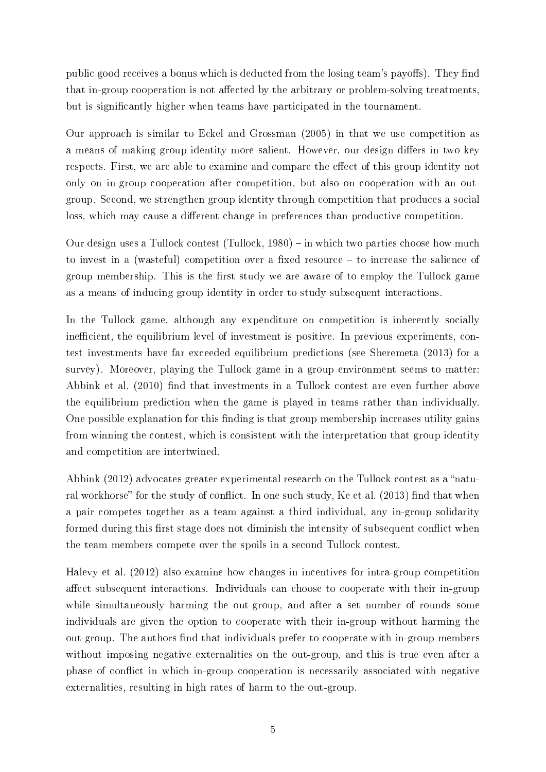public good receives a bonus which is deducted from the losing team's payoffs). They find that in-group cooperation is not affected by the arbitrary or problem-solving treatments, but is significantly higher when teams have participated in the tournament.

Our approach is similar to Eckel and Grossman (2005) in that we use competition as a means of making group identity more salient. However, our design differs in two key respects. First, we are able to examine and compare the effect of this group identity not only on in-group cooperation after competition, but also on cooperation with an out-group. Second, we strengthen group identity through competition that produces a social loss, which may cause a different change in preferences than productive competition.

Our design uses a Tullock contest (Tullock, 1980) – in which two parties choose how much to invest in a (wasteful) competition over a fixed resource – to increase the salience of group membership. This is the first study we are aware of to employ the Tullock game as a means of inducing group identity in order to study subsequent interactions.

In the Tullock game, although any expenditure on competition is inherently socially inefficient, the equilibrium level of investment is positive. In previous experiments, contest investments have far exceeded equilibrium predictions (see Sheremeta (2013) for a survey). Moreover, playing the Tullock game in a group environment seems to matter: Abbink et al. (2010) find that investments in a Tullock contest are even further above the equilibrium prediction when the game is played in teams rather than individually. One possible explanation for this finding is that group membership increases utility gains from winning the contest, which is consistent with the interpretation that group identity and competition are intertwined.

Abbink (2012) advocates greater experimental research on the Tullock contest as a "natural workhorse" for the study of conflict. In one such study, Ke et al. (2013) find that when a pair competes together as a team against a third individual, any in-group solidarity formed during this first stage does not diminish the intensity of subsequent conflict when the team members compete over the spoils in a second Tullock contest.

Halevy et al. (2012) also examine how changes in incentives for intra-group competition affect subsequent interactions. Individuals can choose to cooperate with their in-group while simultaneously harming the out-group, and after a set number of rounds some individuals are given the option to cooperate with their in-group without harming the out-group. The authors find that individuals prefer to cooperate with in-group members without imposing negative externalities on the out-group, and this is true even after a phase of conflict in which in-group cooperation is necessarily associated with negative externalities, resulting in high rates of harm to the out-group.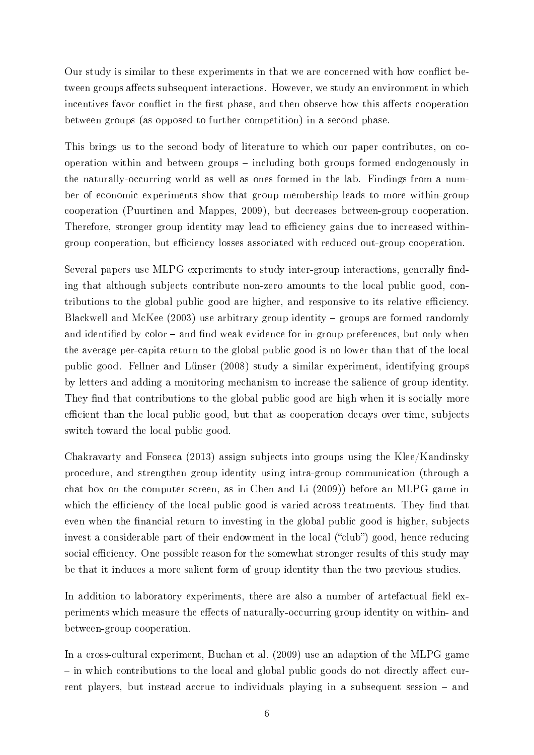Our study is similar to these experiments in that we are concerned with how conflict between groups affects subsequent interactions. However, we study an environment in which incentives favor conflict in the first phase, and then observe how this affects cooperation between groups (as opposed to further competition) in a second phase.

This brings us to the second body of literature to which our paper contributes, on cooperation within and between groups – including both groups formed endogenously in the naturally-occurring world as well as ones formed in the lab. Findings from a number of economic experiments show that group membership leads to more within-group cooperation (Puurtinen and Mappes, 2009), but decreases between-group cooperation. Therefore, stronger group identity may lead to efficiency gains due to increased within-group cooperation, but efficiency losses associated with reduced out-group cooperation.

Several papers use MLPG experiments to study inter-group interactions, generally finding that although subjects contribute non-zero amounts to the local public good, contributions to the global public good are higher, and responsive to its relative efficiency. Blackwell and McKee (2003) use arbitrary group identity – groups are formed randomly and identified by color – and find weak evidence for in-group preferences, but only when the average per-capita return to the global public good is no lower than that of the local public good. Fellner and Lünser (2008) study a similar experiment, identifying groups by letters and adding a monitoring mechanism to increase the salience of group identity. They find that contributions to the global public good are high when it is socially more efficient than the local public good, but that as cooperation decays over time, subjects switch toward the local public good.

Chakravarty and Fonseca (2013) assign subjects into groups using the Klee/Kandinsky procedure, and strengthen group identity using intra-group communication (through a chat-box on the computer screen, as in Chen and Li (2009)) before an MLPG game in which the efficiency of the local public good is varied across treatments. They find that even when the financial return to investing in the global public good is higher, subjects invest a considerable part of their endowment in the local ("club") good, hence reducing social efficiency. One possible reason for the somewhat stronger results of this study may be that it induces a more salient form of group identity than the two previous studies.

In addition to laboratory experiments, there are also a number of artefactual field experiments which measure the effects of naturally-occurring group identity on within- and between-group cooperation.

In a cross-cultural experiment, Buchan et al. (2009) use an adaption of the MLPG game – in which contributions to the local and global public goods do not directly affect current players, but instead accrue to individuals playing in a subsequent session – and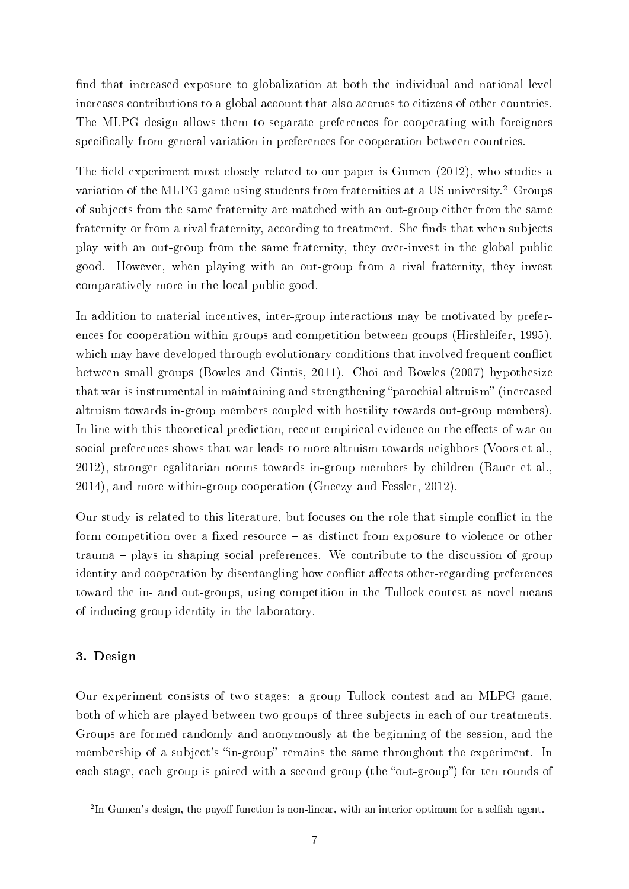find that increased exposure to globalization at both the individual and national level increases contributions to a global account that also accrues to citizens of other countries. The MLPG design allows them to separate preferences for cooperating with foreigners specifically from general variation in preferences for cooperation between countries.

The field experiment most closely related to our paper is Gumen (2012), who studies a variation of the MLPG game using students from fraternities at a US university.[2] Groups of subjects from the same fraternity are matched with an out-group either from the same fraternity or from a rival fraternity, according to treatment. She finds that when subjects play with an out-group from the same fraternity, they over-invest in the global public good. However, when playing with an out-group from a rival fraternity, they invest comparatively more in the local public good.

In addition to material incentives, inter-group interactions may be motivated by preferences for cooperation within groups and competition between groups (Hirshleifer, 1995), which may have developed through evolutionary conditions that involved frequent conflict between small groups (Bowles and Gintis, 2011). Choi and Bowles (2007) hypothesize that war is instrumental in maintaining and strengthening "parochial altruism" (increased altruism towards in-group members coupled with hostility towards out-group members). In line with this theoretical prediction, recent empirical evidence on the effects of war on social preferences shows that war leads to more altruism towards neighbors (Voors et al., 2012), stronger egalitarian norms towards in-group members by children (Bauer et al., 2014), and more within-group cooperation (Gneezy and Fessler, 2012).

Our study is related to this literature, but focuses on the role that simple conflict in the form competition over a fixed resource – as distinct from exposure to violence or other trauma – plays in shaping social preferences. We contribute to the discussion of group identity and cooperation by disentangling how conflict affects other-regarding preferences toward the in- and out-groups, using competition in the Tullock contest as novel means of inducing group identity in the laboratory.

## 3. Design

Our experiment consists of two stages: a group Tullock contest and an MLPG game, both of which are played between two groups of three subjects in each of our treatments. Groups are formed randomly and anonymously at the beginning of the session, and the membership of a subject's "in-group" remains the same throughout the experiment. In each stage, each group is paired with a second group (the "out-group") for ten rounds of

[2] In Gumen's design, the payoff function is non-linear, with an interior optimum for a selfish agent.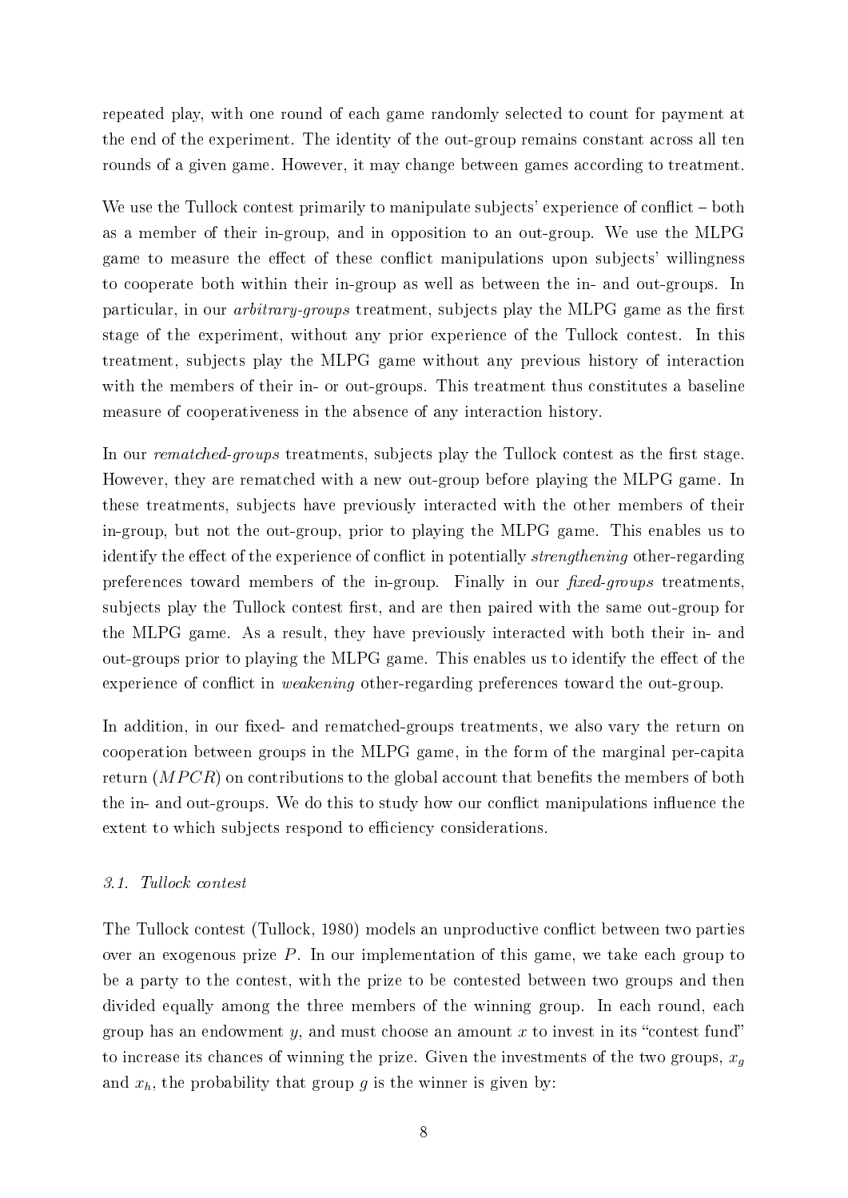repeated play, with one round of each game randomly selected to count for payment at the end of the experiment. The identity of the out-group remains constant across all ten rounds of a given game. However, it may change between games according to treatment.

We use the Tullock contest primarily to manipulate subjects' experience of conflict – both as a member of their in-group, and in opposition to an out-group. We use the MLPG game to measure the effect of these conflict manipulations upon subjects' willingness to cooperate both within their in-group as well as between the in- and out-groups. In particular, in our *arbitrary-groups* treatment, subjects play the MLPG game as the first stage of the experiment, without any prior experience of the Tullock contest. In this treatment, subjects play the MLPG game without any previous history of interaction with the members of their in- or out-groups. This treatment thus constitutes a baseline measure of cooperativeness in the absence of any interaction history.

In our *rematched-groups* treatments, subjects play the Tullock contest as the first stage. However, they are rematched with a new out-group before playing the MLPG game. In these treatments, subjects have previously interacted with the other members of their in-group, but not the out-group, prior to playing the MLPG game. This enables us to identify the effect of the experience of conflict in potentially *strengthening* other-regarding preferences toward members of the in-group. Finally in our *fixed-groups* treatments, subjects play the Tullock contest first, and are then paired with the same out-group for the MLPG game. As a result, they have previously interacted with both their in- and out-groups prior to playing the MLPG game. This enables us to identify the effect of the experience of conflict in *weakening* other-regarding preferences toward the out-group.

In addition, in our fixed- and rematched-groups treatments, we also vary the return on cooperation between groups in the MLPG game, in the form of the marginal per-capita return ($MPCR$) on contributions to the global account that benefits the members of both the in- and out-groups. We do this to study how our conflict manipulations influence the extent to which subjects respond to efficiency considerations.

### 3.1. Tullock contest

The Tullock contest (Tullock, 1980) models an unproductive conflict between two parties over an exogenous prize $P$. In our implementation of this game, we take each group to be a party to the contest, with the prize to be contested between two groups and then divided equally among the three members of the winning group. In each round, each group has an endowment $y$, and must choose an amount $x$ to invest in its "contest fund" to increase its chances of winning the prize. Given the investments of the two groups, $x_g$ and $x_h$, the probability that group $g$ is the winner is given by: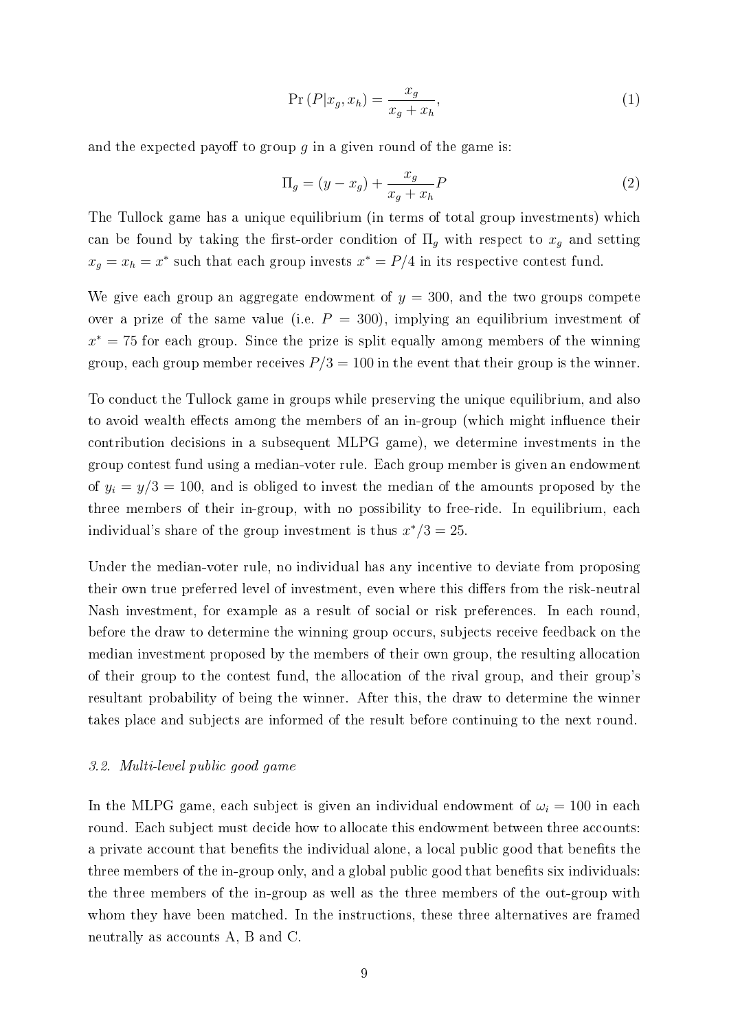$$\Pr(P|x_g, x_h) = \frac{x_g}{x_g + x_h}, \tag{1}$$

and the expected payoff to group $g$ in a given round of the game is:

$$\Pi_g = (y - x_g) + \frac{x_g}{x_g + x_h} P \tag{2}$$

The Tullock game has a unique equilibrium (in terms of total group investments) which can be found by taking the first-order condition of $\Pi_g$ with respect to $x_g$ and setting $x_g = x_h = x^*$ such that each group invests $x^* = P/4$ in its respective contest fund.

We give each group an aggregate endowment of $y = 300$, and the two groups compete over a prize of the same value (i.e. $P = 300$), implying an equilibrium investment of $x^* = 75$ for each group. Since the prize is split equally among members of the winning group, each group member receives $P/3 = 100$ in the event that their group is the winner.

To conduct the Tullock game in groups while preserving the unique equilibrium, and also to avoid wealth effects among the members of an in-group (which might influence their contribution decisions in a subsequent MLPG game), we determine investments in the group contest fund using a median-voter rule. Each group member is given an endowment of $y_i = y/3 = 100$, and is obliged to invest the median of the amounts proposed by the three members of their in-group, with no possibility to free-ride. In equilibrium, each individual's share of the group investment is thus $x^*/3 = 25$.

Under the median-voter rule, no individual has any incentive to deviate from proposing their own true preferred level of investment, even where this differs from the risk-neutral Nash investment, for example as a result of social or risk preferences. In each round, before the draw to determine the winning group occurs, subjects receive feedback on the median investment proposed by the members of their own group, the resulting allocation of their group to the contest fund, the allocation of the rival group, and their group's resultant probability of being the winner. After this, the draw to determine the winner takes place and subjects are informed of the result before continuing to the next round.

### 3.2. Multi-level public good game

In the MLPG game, each subject is given an individual endowment of $\omega_i = 100$ in each round. Each subject must decide how to allocate this endowment between three accounts: a private account that benefits the individual alone, a local public good that benefits the three members of the in-group only, and a global public good that benefits six individuals: the three members of the in-group as well as the three members of the out-group with whom they have been matched. In the instructions, these three alternatives are framed neutrally as accounts A, B and C.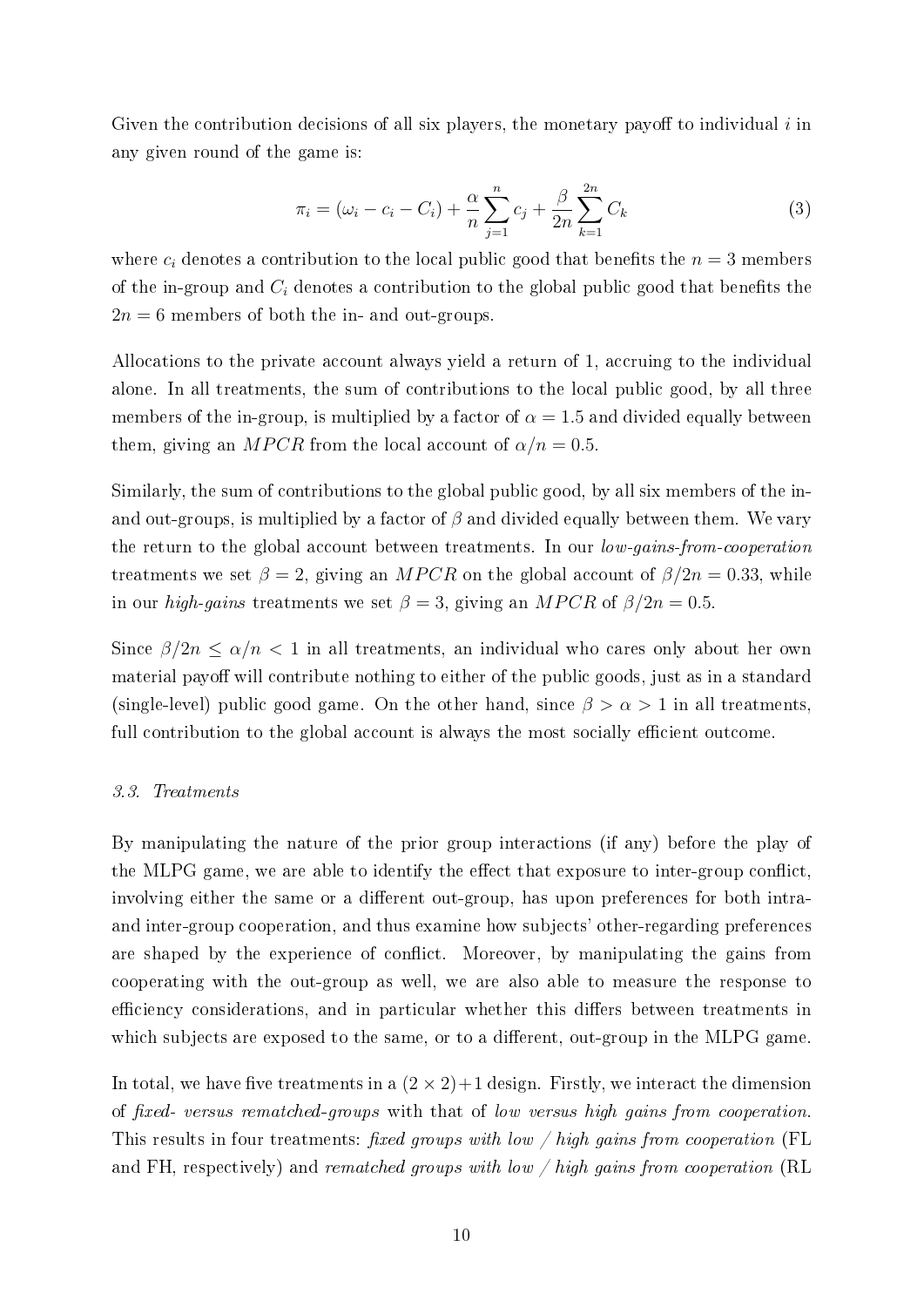Given the contribution decisions of all six players, the monetary payoff to individual $i$ in any given round of the game is:

$$\pi_i = (\omega_i - c_i - C_i) + \frac{\alpha}{n}\sum_{j=1}^{n} c_j + \frac{\beta}{2n}\sum_{k=1}^{2n} C_k \tag{3}$$

where $c_i$ denotes a contribution to the local public good that benefits the $n = 3$ members of the in-group and $C_i$ denotes a contribution to the global public good that benefits the $2n = 6$ members of both the in- and out-groups.

Allocations to the private account always yield a return of 1, accruing to the individual alone. In all treatments, the sum of contributions to the local public good, by all three members of the in-group, is multiplied by a factor of $\alpha = 1.5$ and divided equally between them, giving an $MPCR$ from the local account of $\alpha/n = 0.5$.

Similarly, the sum of contributions to the global public good, by all six members of the in- and out-groups, is multiplied by a factor of $\beta$ and divided equally between them. We vary the return to the global account between treatments. In our *low-gains-from-cooperation* treatments we set $\beta = 2$, giving an $MPCR$ on the global account of $\beta/2n = 0.33$, while in our *high-gains* treatments we set $\beta = 3$, giving an $MPCR$ of $\beta/2n = 0.5$.

Since $\beta/2n \leq \alpha/n < 1$ in all treatments, an individual who cares only about her own material payoff will contribute nothing to either of the public goods, just as in a standard (single-level) public good game. On the other hand, since $\beta > \alpha > 1$ in all treatments, full contribution to the global account is always the most socially efficient outcome.

### 3.3. Treatments

By manipulating the nature of the prior group interactions (if any) before the play of the MLPG game, we are able to identify the effect that exposure to inter-group conflict, involving either the same or a different out-group, has upon preferences for both intra- and inter-group cooperation, and thus examine how subjects' other-regarding preferences are shaped by the experience of conflict. Moreover, by manipulating the gains from cooperating with the out-group as well, we are also able to measure the response to efficiency considerations, and in particular whether this differs between treatments in which subjects are exposed to the same, or to a different, out-group in the MLPG game.

In total, we have five treatments in a $(2 \times 2)+1$ design. Firstly, we interact the dimension of *fixed- versus rematched-groups* with that of *low versus high gains from cooperation*. This results in four treatments: *fixed groups with low / high gains from cooperation* (FL and FH, respectively) and *rematched groups with low / high gains from cooperation* (RL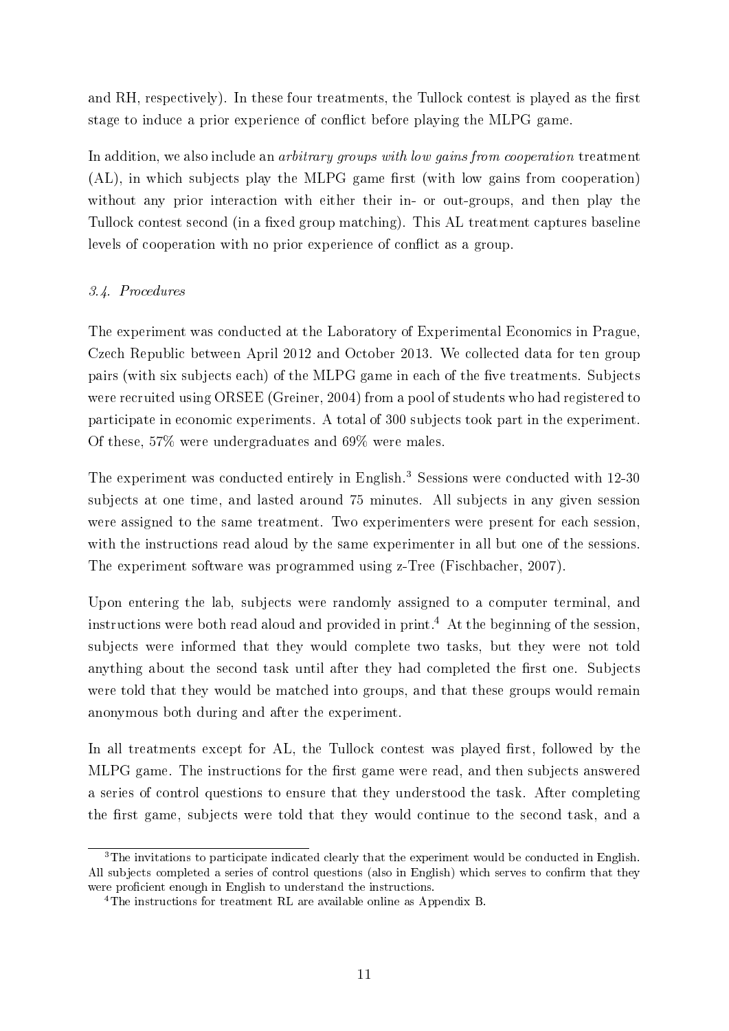and RH, respectively). In these four treatments, the Tullock contest is played as the first stage to induce a prior experience of conflict before playing the MLPG game.

In addition, we also include an *arbitrary groups with low gains from cooperation* treatment (AL), in which subjects play the MLPG game first (with low gains from cooperation) without any prior interaction with either their in- or out-groups, and then play the Tullock contest second (in a fixed group matching). This AL treatment captures baseline levels of cooperation with no prior experience of conflict as a group.

### *3.4. Procedures*

The experiment was conducted at the Laboratory of Experimental Economics in Prague, Czech Republic between April 2012 and October 2013. We collected data for ten group pairs (with six subjects each) of the MLPG game in each of the five treatments. Subjects were recruited using ORSEE (Greiner, 2004) from a pool of students who had registered to participate in economic experiments. A total of 300 subjects took part in the experiment. Of these, 57% were undergraduates and 69% were males.

The experiment was conducted entirely in English.[3] Sessions were conducted with 12-30 subjects at one time, and lasted around 75 minutes. All subjects in any given session were assigned to the same treatment. Two experimenters were present for each session, with the instructions read aloud by the same experimenter in all but one of the sessions. The experiment software was programmed using z-Tree (Fischbacher, 2007).

Upon entering the lab, subjects were randomly assigned to a computer terminal, and instructions were both read aloud and provided in print.[4] At the beginning of the session, subjects were informed that they would complete two tasks, but they were not told anything about the second task until after they had completed the first one. Subjects were told that they would be matched into groups, and that these groups would remain anonymous both during and after the experiment.

In all treatments except for AL, the Tullock contest was played first, followed by the MLPG game. The instructions for the first game were read, and then subjects answered a series of control questions to ensure that they understood the task. After completing the first game, subjects were told that they would continue to the second task, and a

---

[3] The invitations to participate indicated clearly that the experiment would be conducted in English. All subjects completed a series of control questions (also in English) which serves to confirm that they were proficient enough in English to understand the instructions.

[4] The instructions for treatment RL are available online as Appendix B.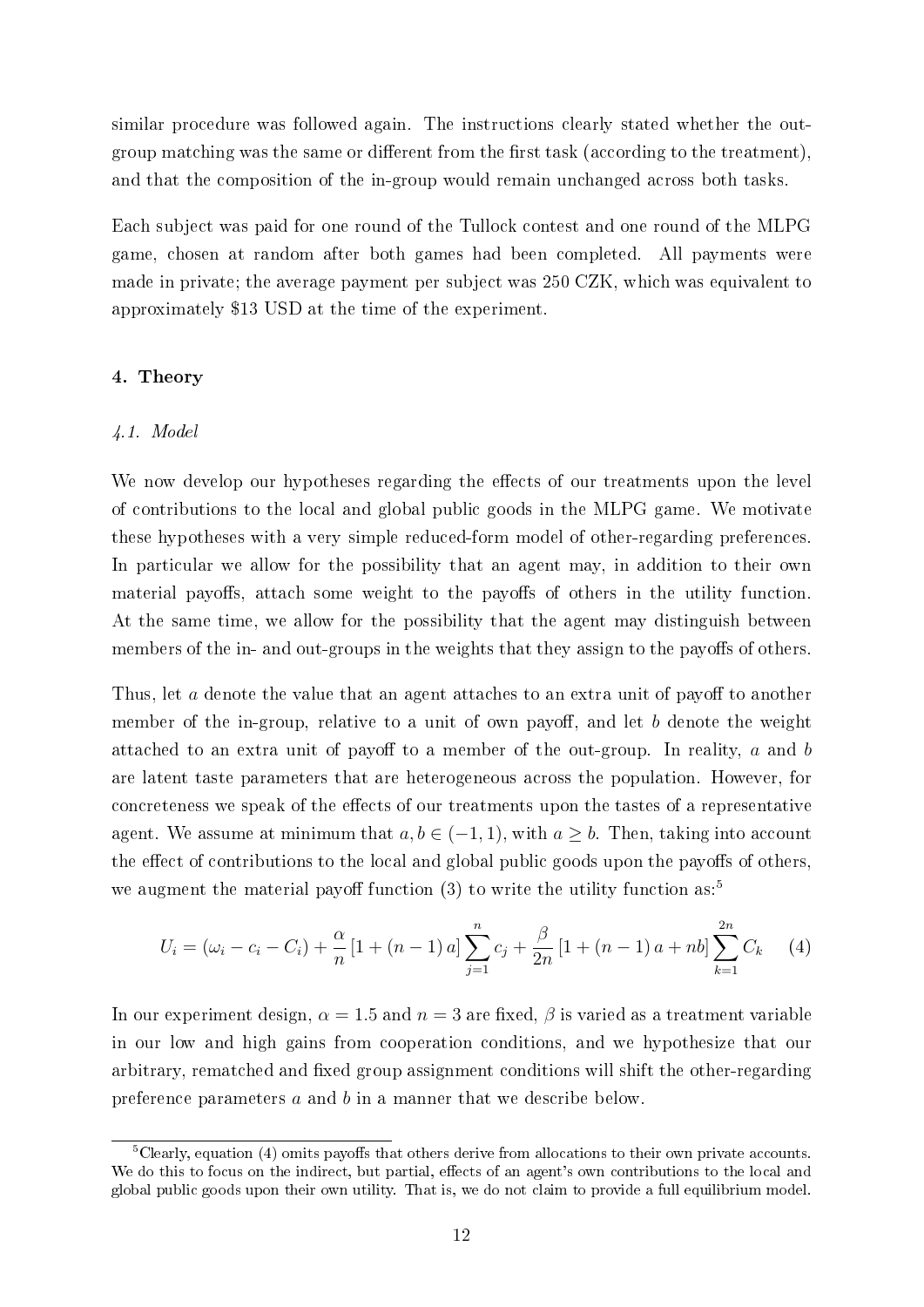similar procedure was followed again. The instructions clearly stated whether the out-group matching was the same or different from the first task (according to the treatment), and that the composition of the in-group would remain unchanged across both tasks.

Each subject was paid for one round of the Tullock contest and one round of the MLPG game, chosen at random after both games had been completed. All payments were made in private; the average payment per subject was 250 CZK, which was equivalent to approximately \$13 USD at the time of the experiment.

## 4. Theory

### *4.1. Model*

We now develop our hypotheses regarding the effects of our treatments upon the level of contributions to the local and global public goods in the MLPG game. We motivate these hypotheses with a very simple reduced-form model of other-regarding preferences. In particular we allow for the possibility that an agent may, in addition to their own material payoffs, attach some weight to the payoffs of others in the utility function. At the same time, we allow for the possibility that the agent may distinguish between members of the in- and out-groups in the weights that they assign to the payoffs of others.

Thus, let $a$ denote the value that an agent attaches to an extra unit of payoff to another member of the in-group, relative to a unit of own payoff, and let $b$ denote the weight attached to an extra unit of payoff to a member of the out-group. In reality, $a$ and $b$ are latent taste parameters that are heterogeneous across the population. However, for concreteness we speak of the effects of our treatments upon the tastes of a representative agent. We assume at minimum that $a, b \in (-1, 1)$, with $a \geq b$. Then, taking into account the effect of contributions to the local and global public goods upon the payoffs of others, we augment the material payoff function (3) to write the utility function as:[5]

$$U_i = (\omega_i - c_i - C_i) + \frac{\alpha}{n}\left[1 + (n-1)\,a\right]\sum_{j=1}^{n} c_j + \frac{\beta}{2n}\left[1 + (n-1)\,a + nb\right]\sum_{k=1}^{2n} C_k \quad (4)$$

In our experiment design, $\alpha = 1.5$ and $n = 3$ are fixed, $\beta$ is varied as a treatment variable in our low and high gains from cooperation conditions, and we hypothesize that our arbitrary, rematched and fixed group assignment conditions will shift the other-regarding preference parameters $a$ and $b$ in a manner that we describe below.

[5] Clearly, equation (4) omits payoffs that others derive from allocations to their own private accounts. We do this to focus on the indirect, but partial, effects of an agent's own contributions to the local and global public goods upon their own utility. That is, we do not claim to provide a full equilibrium model.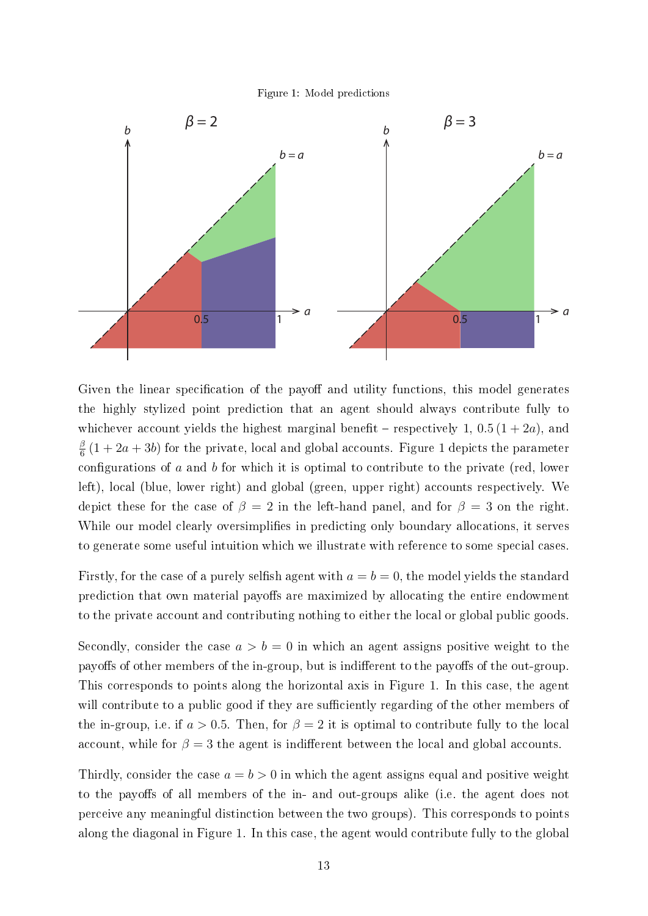Figure 1: Model predictions

Given the linear specification of the payoff and utility functions, this model generates the highly stylized point prediction that an agent should always contribute fully to whichever account yields the highest marginal benefit – respectively 1, $0.5\,(1+2a)$, and $\frac{\beta}{6}\,(1+2a+3b)$ for the private, local and global accounts. Figure 1 depicts the parameter configurations of $a$ and $b$ for which it is optimal to contribute to the private (red, lower left), local (blue, lower right) and global (green, upper right) accounts respectively. We depict these for the case of $\beta = 2$ in the left-hand panel, and for $\beta = 3$ on the right. While our model clearly oversimplifies in predicting only boundary allocations, it serves to generate some useful intuition which we illustrate with reference to some special cases.

Firstly, for the case of a purely selfish agent with $a = b = 0$, the model yields the standard prediction that own material payoffs are maximized by allocating the entire endowment to the private account and contributing nothing to either the local or global public goods.

Secondly, consider the case $a > b = 0$ in which an agent assigns positive weight to the payoffs of other members of the in-group, but is indifferent to the payoffs of the out-group. This corresponds to points along the horizontal axis in Figure 1. In this case, the agent will contribute to a public good if they are sufficiently regarding of the other members of the in-group, i.e. if $a > 0.5$. Then, for $\beta = 2$ it is optimal to contribute fully to the local account, while for $\beta = 3$ the agent is indifferent between the local and global accounts.

Thirdly, consider the case $a = b > 0$ in which the agent assigns equal and positive weight to the payoffs of all members of the in- and out-groups alike (i.e. the agent does not perceive any meaningful distinction between the two groups). This corresponds to points along the diagonal in Figure 1. In this case, the agent would contribute fully to the global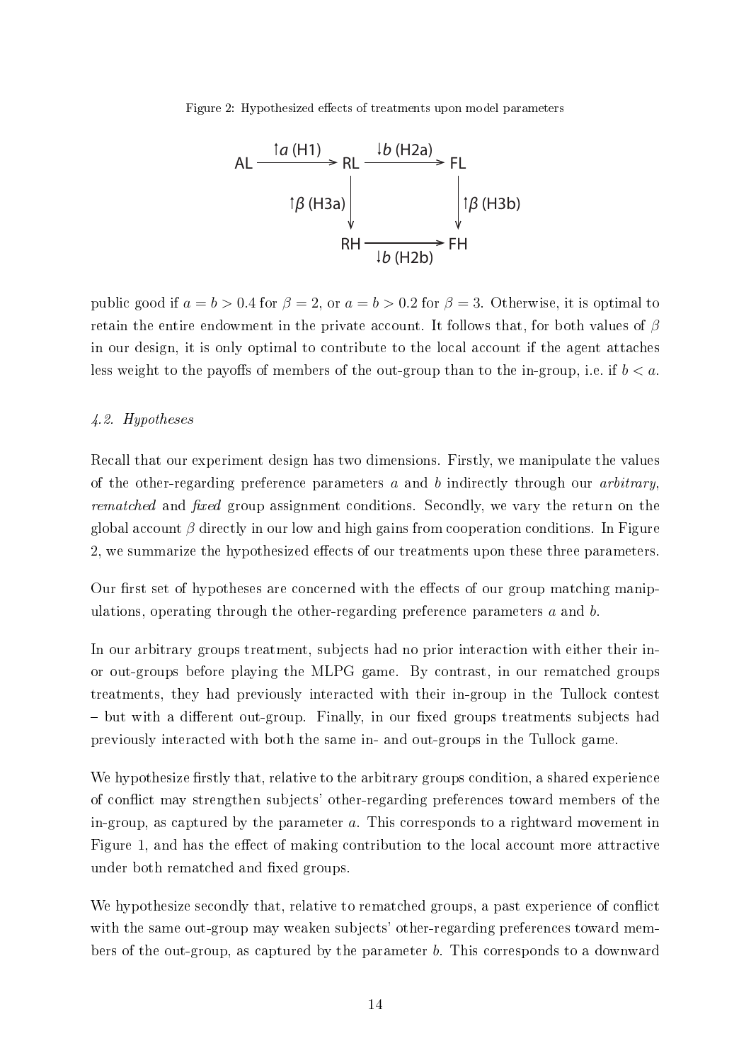Figure 2: Hypothesized effects of treatments upon model parameters

public good if $a = b > 0.4$ for $\beta = 2$, or $a = b > 0.2$ for $\beta = 3$. Otherwise, it is optimal to retain the entire endowment in the private account. It follows that, for both values of $\beta$ in our design, it is only optimal to contribute to the local account if the agent attaches less weight to the payoffs of members of the out-group than to the in-group, i.e. if $b < a$.

### *4.2. Hypotheses*

Recall that our experiment design has two dimensions. Firstly, we manipulate the values of the other-regarding preference parameters $a$ and $b$ indirectly through our *arbitrary*, *rematched* and *fixed* group assignment conditions. Secondly, we vary the return on the global account $\beta$ directly in our low and high gains from cooperation conditions. In Figure 2, we summarize the hypothesized effects of our treatments upon these three parameters.

Our first set of hypotheses are concerned with the effects of our group matching manipulations, operating through the other-regarding preference parameters $a$ and $b$.

In our arbitrary groups treatment, subjects had no prior interaction with either their in- or out-groups before playing the MLPG game. By contrast, in our rematched groups treatments, they had previously interacted with their in-group in the Tullock contest – but with a different out-group. Finally, in our fixed groups treatments subjects had previously interacted with both the same in- and out-groups in the Tullock game.

We hypothesize firstly that, relative to the arbitrary groups condition, a shared experience of conflict may strengthen subjects' other-regarding preferences toward members of the in-group, as captured by the parameter $a$. This corresponds to a rightward movement in Figure 1, and has the effect of making contribution to the local account more attractive under both rematched and fixed groups.

We hypothesize secondly that, relative to rematched groups, a past experience of conflict with the same out-group may weaken subjects' other-regarding preferences toward members of the out-group, as captured by the parameter $b$. This corresponds to a downward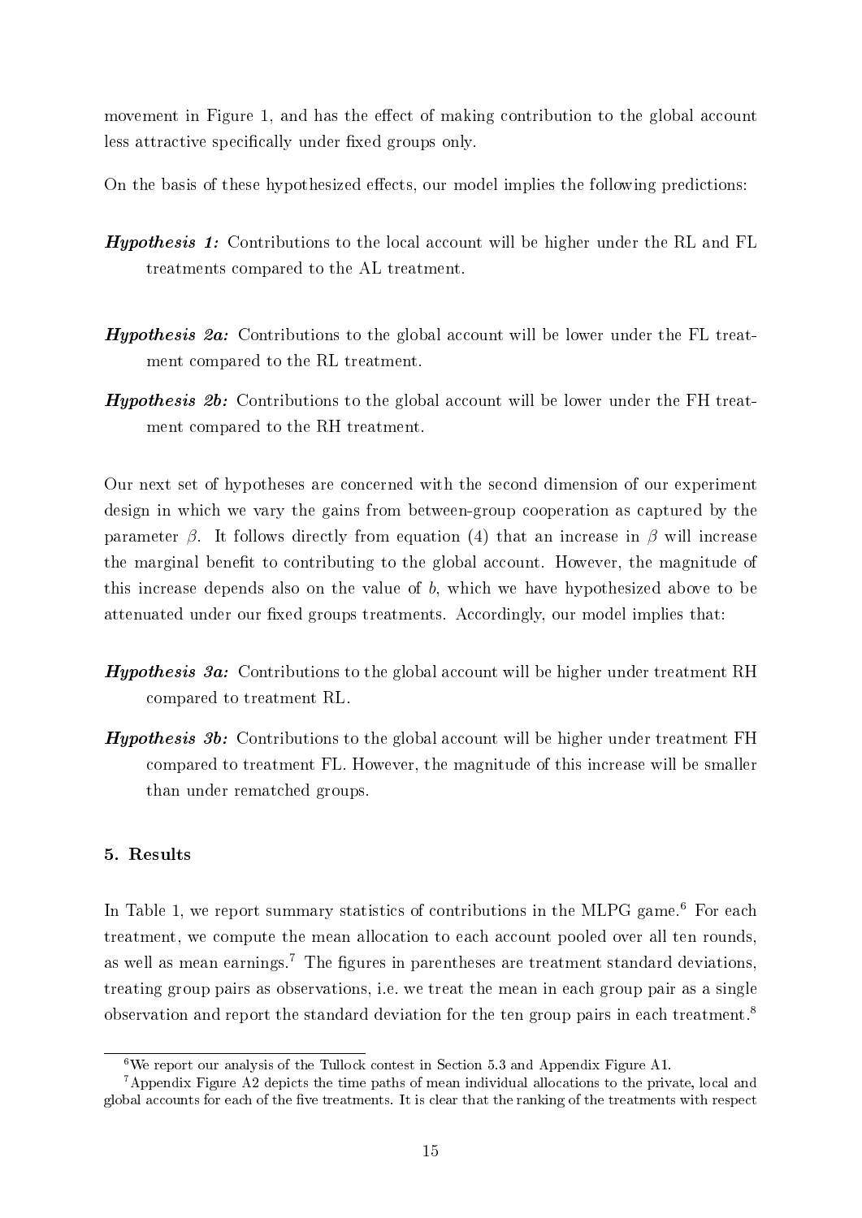movement in Figure 1, and has the effect of making contribution to the global account less attractive specifically under fixed groups only.

On the basis of these hypothesized effects, our model implies the following predictions:

***Hypothesis 1:*** Contributions to the local account will be higher under the RL and FL treatments compared to the AL treatment.

***Hypothesis 2a:*** Contributions to the global account will be lower under the FL treatment compared to the RL treatment.

***Hypothesis 2b:*** Contributions to the global account will be lower under the FH treatment compared to the RH treatment.

Our next set of hypotheses are concerned with the second dimension of our experiment design in which we vary the gains from between-group cooperation as captured by the parameter $\beta$. It follows directly from equation (4) that an increase in $\beta$ will increase the marginal benefit to contributing to the global account. However, the magnitude of this increase depends also on the value of $b$, which we have hypothesized above to be attenuated under our fixed groups treatments. Accordingly, our model implies that:

***Hypothesis 3a:*** Contributions to the global account will be higher under treatment RH compared to treatment RL.

***Hypothesis 3b:*** Contributions to the global account will be higher under treatment FH compared to treatment FL. However, the magnitude of this increase will be smaller than under rematched groups.

## 5. Results

In Table 1, we report summary statistics of contributions in the MLPG game.[6] For each treatment, we compute the mean allocation to each account pooled over all ten rounds, as well as mean earnings.[7] The figures in parentheses are treatment standard deviations, treating group pairs as observations, i.e. we treat the mean in each group pair as a single observation and report the standard deviation for the ten group pairs in each treatment.[8]

[6] We report our analysis of the Tullock contest in Section 5.3 and Appendix Figure A1.

[7] Appendix Figure A2 depicts the time paths of mean individual allocations to the private, local and global accounts for each of the five treatments. It is clear that the ranking of the treatments with respect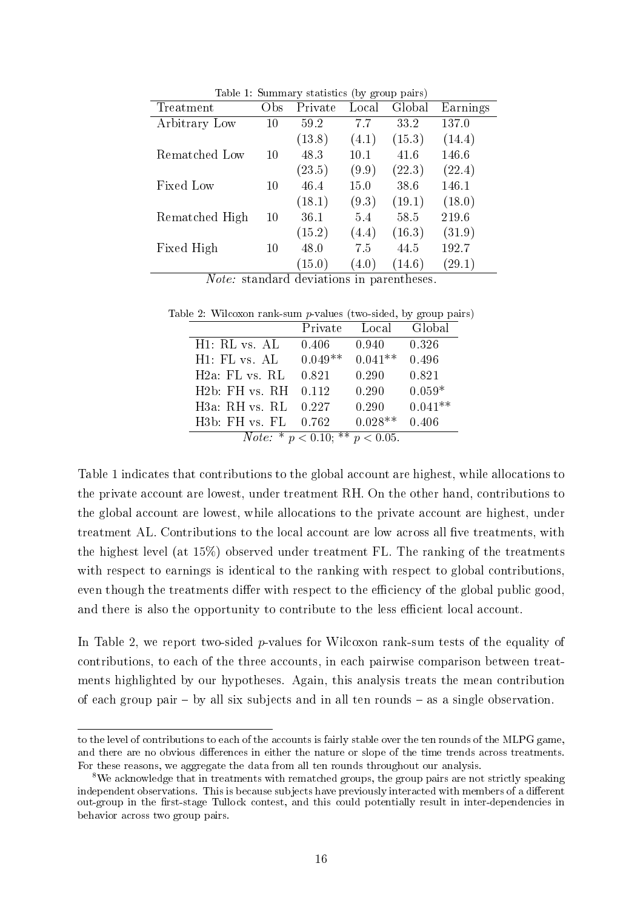Table 1: Summary statistics (by group pairs)

| Treatment | Obs | Private | Local | Global | Earnings |
|---|---|---|---|---|---|
| Arbitrary Low | 10 | 59.2 | 7.7 | 33.2 | 137.0 |
| | | (13.8) | (4.1) | (15.3) | (14.4) |
| Rematched Low | 10 | 48.3 | 10.1 | 41.6 | 146.6 |
| | | (23.5) | (9.9) | (22.3) | (22.4) |
| Fixed Low | 10 | 46.4 | 15.0 | 38.6 | 146.1 |
| | | (18.1) | (9.3) | (19.1) | (18.0) |
| Rematched High | 10 | 36.1 | 5.4 | 58.5 | 219.6 |
| | | (15.2) | (4.4) | (16.3) | (31.9) |
| Fixed High | 10 | 48.0 | 7.5 | 44.5 | 192.7 |
| | | (15.0) | (4.0) | (14.6) | (29.1) |

*Note:* standard deviations in parentheses.

Table 2: Wilcoxon rank-sum $p$-values (two-sided, by group pairs)

| | Private | Local | Global |
|---|---|---|---|
| H1: RL vs. AL | 0.406 | 0.940 | 0.326 |
| H1: FL vs. AL | 0.049** | 0.041** | 0.496 |
| H2a: FL vs. RL | 0.821 | 0.290 | 0.821 |
| H2b: FH vs. RH | 0.112 | 0.290 | 0.059* |
| H3a: RH vs. RL | 0.227 | 0.290 | 0.041** |
| H3b: FH vs. FL | 0.762 | 0.028** | 0.406 |

*Note:* * $p < 0.10$; ** $p < 0.05$.

Table 1 indicates that contributions to the global account are highest, while allocations to the private account are lowest, under treatment RH. On the other hand, contributions to the global account are lowest, while allocations to the private account are highest, under treatment AL. Contributions to the local account are low across all five treatments, with the highest level (at 15%) observed under treatment FL. The ranking of the treatments with respect to earnings is identical to the ranking with respect to global contributions, even though the treatments differ with respect to the efficiency of the global public good, and there is also the opportunity to contribute to the less efficient local account.

In Table 2, we report two-sided $p$-values for Wilcoxon rank-sum tests of the equality of contributions, to each of the three accounts, in each pairwise comparison between treatments highlighted by our hypotheses. Again, this analysis treats the mean contribution of each group pair – by all six subjects and in all ten rounds – as a single observation.

---

to the level of contributions to each of the accounts is fairly stable over the ten rounds of the MLPG game, and there are no obvious differences in either the nature or slope of the time trends across treatments. For these reasons, we aggregate the data from all ten rounds throughout our analysis.

[8] We acknowledge that in treatments with rematched groups, the group pairs are not strictly speaking independent observations. This is because subjects have previously interacted with members of a different out-group in the first-stage Tullock contest, and this could potentially result in inter-dependencies in behavior across two group pairs.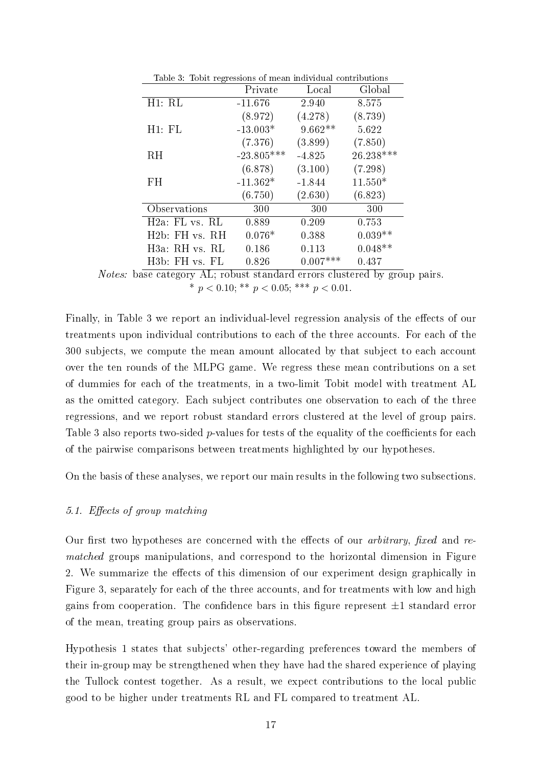Table 3: Tobit regressions of mean individual contributions

| | Private | Local | Global |
|---|---|---|---|
| H1: RL | -11.676 | 2.940 | 8.575 |
| | (8.972) | (4.278) | (8.739) |
| H1: FL | -13.003* | 9.662** | 5.622 |
| | (7.376) | (3.899) | (7.850) |
| RH | -23.805*** | -4.825 | 26.238*** |
| | (6.878) | (3.100) | (7.298) |
| FH | -11.362* | -1.844 | 11.550* |
| | (6.750) | (2.630) | (6.823) |
| Observations | 300 | 300 | 300 |
| H2a: FL vs. RL | 0.889 | 0.209 | 0.753 |
| H2b: FH vs. RH | 0.076* | 0.388 | 0.039** |
| H3a: RH vs. RL | 0.186 | 0.113 | 0.048** |
| H3b: FH vs. FL | 0.826 | 0.007*** | 0.437 |

*Notes:* base category AL; robust standard errors clustered by group pairs.
* $p < 0.10$; ** $p < 0.05$; *** $p < 0.01$.

Finally, in Table 3 we report an individual-level regression analysis of the effects of our treatments upon individual contributions to each of the three accounts. For each of the 300 subjects, we compute the mean amount allocated by that subject to each account over the ten rounds of the MLPG game. We regress these mean contributions on a set of dummies for each of the treatments, in a two-limit Tobit model with treatment AL as the omitted category. Each subject contributes one observation to each of the three regressions, and we report robust standard errors clustered at the level of group pairs. Table 3 also reports two-sided $p$-values for tests of the equality of the coefficients for each of the pairwise comparisons between treatments highlighted by our hypotheses.

On the basis of these analyses, we report our main results in the following two subsections.

### 5.1. Effects of group matching

Our first two hypotheses are concerned with the effects of our *arbitrary*, *fixed* and *re-matched* groups manipulations, and correspond to the horizontal dimension in Figure 2. We summarize the effects of this dimension of our experiment design graphically in Figure 3, separately for each of the three accounts, and for treatments with low and high gains from cooperation. The confidence bars in this figure represent $\pm 1$ standard error of the mean, treating group pairs as observations.

Hypothesis 1 states that subjects' other-regarding preferences toward the members of their in-group may be strengthened when they have had the shared experience of playing the Tullock contest together. As a result, we expect contributions to the local public good to be higher under treatments RL and FL compared to treatment AL.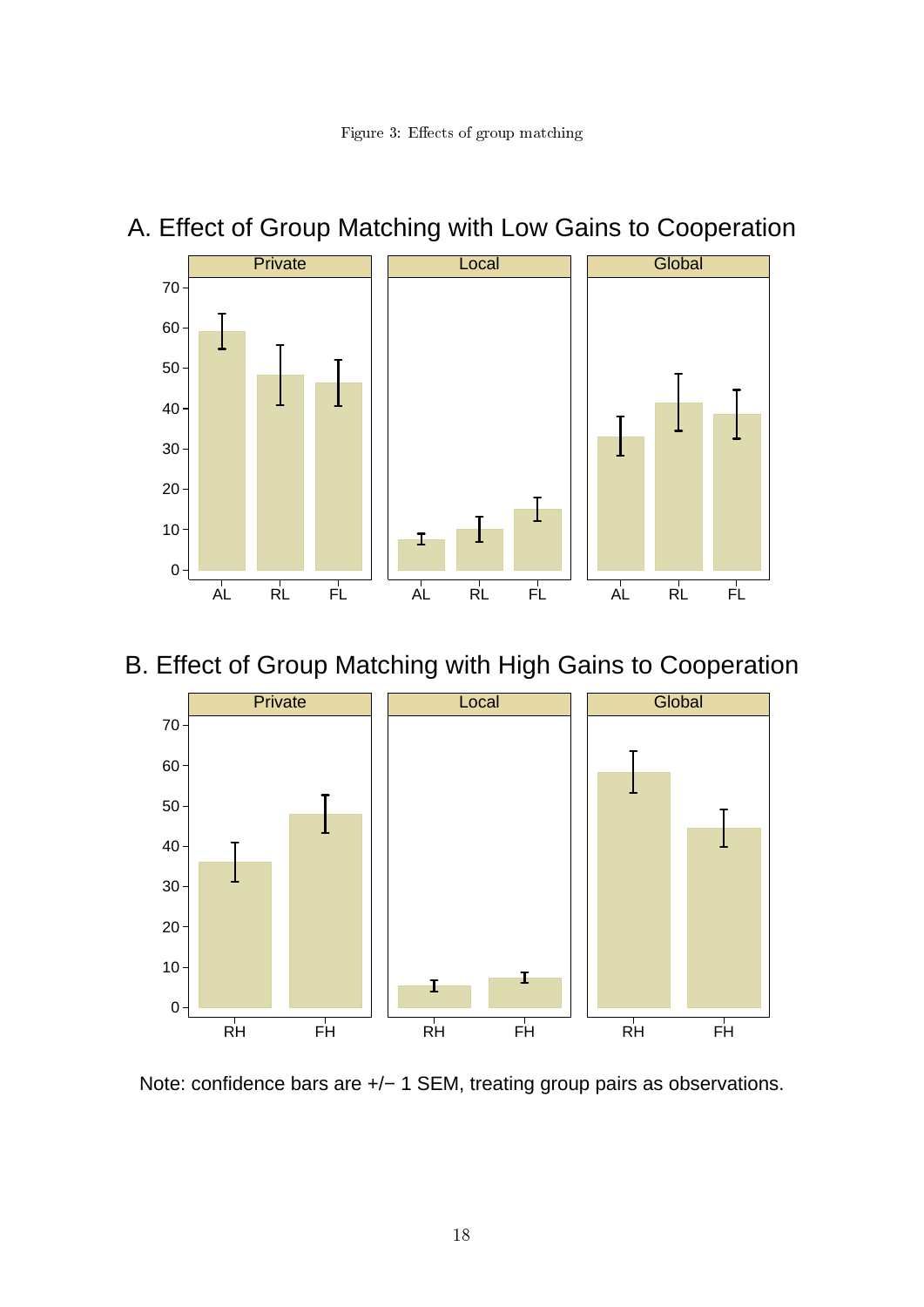Figure 3: Effects of group matching

A. Effect of Group Matching with Low Gains to Cooperation

B. Effect of Group Matching with High Gains to Cooperation

Note: confidence bars are +/− 1 SEM, treating group pairs as observations.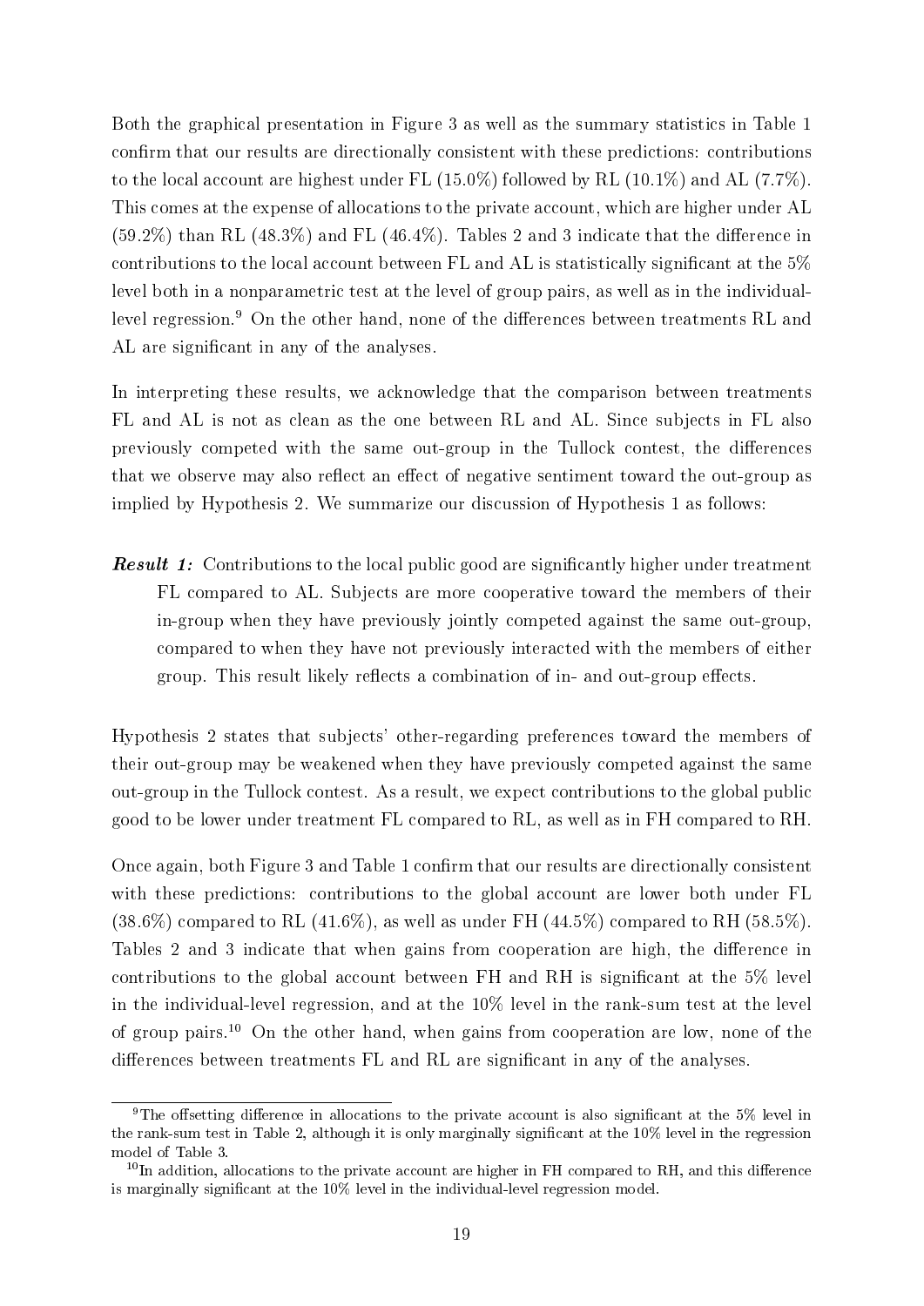Both the graphical presentation in Figure 3 as well as the summary statistics in Table 1 confirm that our results are directionally consistent with these predictions: contributions to the local account are highest under FL (15.0%) followed by RL (10.1%) and AL (7.7%). This comes at the expense of allocations to the private account, which are higher under AL (59.2%) than RL (48.3%) and FL (46.4%). Tables 2 and 3 indicate that the difference in contributions to the local account between FL and AL is statistically significant at the 5% level both in a nonparametric test at the level of group pairs, as well as in the individual-level regression.[9] On the other hand, none of the differences between treatments RL and AL are significant in any of the analyses.

In interpreting these results, we acknowledge that the comparison between treatments FL and AL is not as clean as the one between RL and AL. Since subjects in FL also previously competed with the same out-group in the Tullock contest, the differences that we observe may also reflect an effect of negative sentiment toward the out-group as implied by Hypothesis 2. We summarize our discussion of Hypothesis 1 as follows:

***Result 1:*** Contributions to the local public good are significantly higher under treatment FL compared to AL. Subjects are more cooperative toward the members of their in-group when they have previously jointly competed against the same out-group, compared to when they have not previously interacted with the members of either group. This result likely reflects a combination of in- and out-group effects.

Hypothesis 2 states that subjects' other-regarding preferences toward the members of their out-group may be weakened when they have previously competed against the same out-group in the Tullock contest. As a result, we expect contributions to the global public good to be lower under treatment FL compared to RL, as well as in FH compared to RH.

Once again, both Figure 3 and Table 1 confirm that our results are directionally consistent with these predictions: contributions to the global account are lower both under FL (38.6%) compared to RL (41.6%), as well as under FH (44.5%) compared to RH (58.5%). Tables 2 and 3 indicate that when gains from cooperation are high, the difference in contributions to the global account between FH and RH is significant at the 5% level in the individual-level regression, and at the 10% level in the rank-sum test at the level of group pairs.[10] On the other hand, when gains from cooperation are low, none of the differences between treatments FL and RL are significant in any of the analyses.

---

[9] The offsetting difference in allocations to the private account is also significant at the 5% level in the rank-sum test in Table 2, although it is only marginally significant at the 10% level in the regression model of Table 3.

[10] In addition, allocations to the private account are higher in FH compared to RH, and this difference is marginally significant at the 10% level in the individual-level regression model.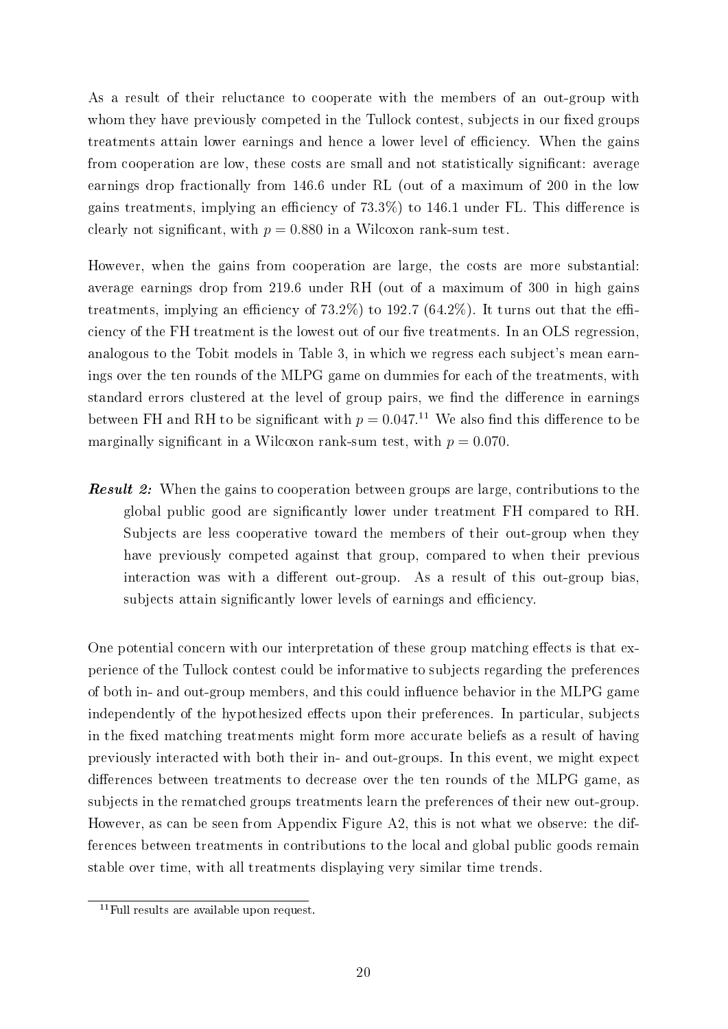As a result of their reluctance to cooperate with the members of an out-group with whom they have previously competed in the Tullock contest, subjects in our fixed groups treatments attain lower earnings and hence a lower level of efficiency. When the gains from cooperation are low, these costs are small and not statistically significant: average earnings drop fractionally from 146.6 under RL (out of a maximum of 200 in the low gains treatments, implying an efficiency of 73.3%) to 146.1 under FL. This difference is clearly not significant, with $p = 0.880$ in a Wilcoxon rank-sum test.

However, when the gains from cooperation are large, the costs are more substantial: average earnings drop from 219.6 under RH (out of a maximum of 300 in high gains treatments, implying an efficiency of 73.2%) to 192.7 (64.2%). It turns out that the efficiency of the FH treatment is the lowest out of our five treatments. In an OLS regression, analogous to the Tobit models in Table 3, in which we regress each subject's mean earnings over the ten rounds of the MLPG game on dummies for each of the treatments, with standard errors clustered at the level of group pairs, we find the difference in earnings between FH and RH to be significant with $p = 0.047$.[11] We also find this difference to be marginally significant in a Wilcoxon rank-sum test, with $p = 0.070$.

***Result 2:*** When the gains to cooperation between groups are large, contributions to the global public good are significantly lower under treatment FH compared to RH. Subjects are less cooperative toward the members of their out-group when they have previously competed against that group, compared to when their previous interaction was with a different out-group. As a result of this out-group bias, subjects attain significantly lower levels of earnings and efficiency.

One potential concern with our interpretation of these group matching effects is that experience of the Tullock contest could be informative to subjects regarding the preferences of both in- and out-group members, and this could influence behavior in the MLPG game independently of the hypothesized effects upon their preferences. In particular, subjects in the fixed matching treatments might form more accurate beliefs as a result of having previously interacted with both their in- and out-groups. In this event, we might expect differences between treatments to decrease over the ten rounds of the MLPG game, as subjects in the rematched groups treatments learn the preferences of their new out-group. However, as can be seen from Appendix Figure A2, this is not what we observe: the differences between treatments in contributions to the local and global public goods remain stable over time, with all treatments displaying very similar time trends.

[11] Full results are available upon request.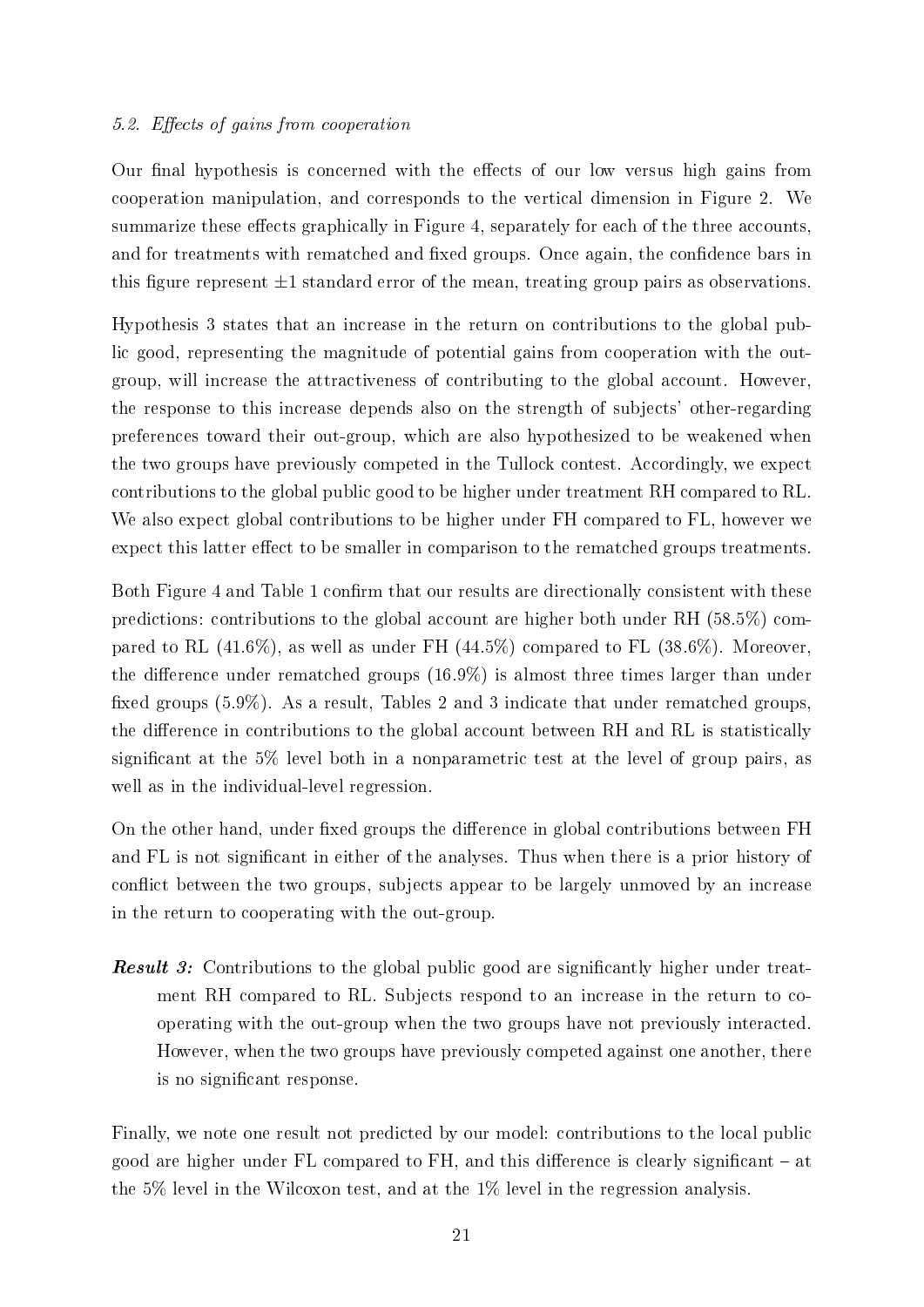### 5.2. *Effects of gains from cooperation*

Our final hypothesis is concerned with the effects of our low versus high gains from cooperation manipulation, and corresponds to the vertical dimension in Figure 2. We summarize these effects graphically in Figure 4, separately for each of the three accounts, and for treatments with rematched and fixed groups. Once again, the confidence bars in this figure represent $\pm 1$ standard error of the mean, treating group pairs as observations.

Hypothesis 3 states that an increase in the return on contributions to the global public good, representing the magnitude of potential gains from cooperation with the out-group, will increase the attractiveness of contributing to the global account. However, the response to this increase depends also on the strength of subjects' other-regarding preferences toward their out-group, which are also hypothesized to be weakened when the two groups have previously competed in the Tullock contest. Accordingly, we expect contributions to the global public good to be higher under treatment RH compared to RL. We also expect global contributions to be higher under FH compared to FL, however we expect this latter effect to be smaller in comparison to the rematched groups treatments.

Both Figure 4 and Table 1 confirm that our results are directionally consistent with these predictions: contributions to the global account are higher both under RH (58.5%) compared to RL (41.6%), as well as under FH (44.5%) compared to FL (38.6%). Moreover, the difference under rematched groups (16.9%) is almost three times larger than under fixed groups (5.9%). As a result, Tables 2 and 3 indicate that under rematched groups, the difference in contributions to the global account between RH and RL is statistically significant at the 5% level both in a nonparametric test at the level of group pairs, as well as in the individual-level regression.

On the other hand, under fixed groups the difference in global contributions between FH and FL is not significant in either of the analyses. Thus when there is a prior history of conflict between the two groups, subjects appear to be largely unmoved by an increase in the return to cooperating with the out-group.

***Result 3:*** Contributions to the global public good are significantly higher under treatment RH compared to RL. Subjects respond to an increase in the return to cooperating with the out-group when the two groups have not previously interacted. However, when the two groups have previously competed against one another, there is no significant response.

Finally, we note one result not predicted by our model: contributions to the local public good are higher under FL compared to FH, and this difference is clearly significant – at the 5% level in the Wilcoxon test, and at the 1% level in the regression analysis.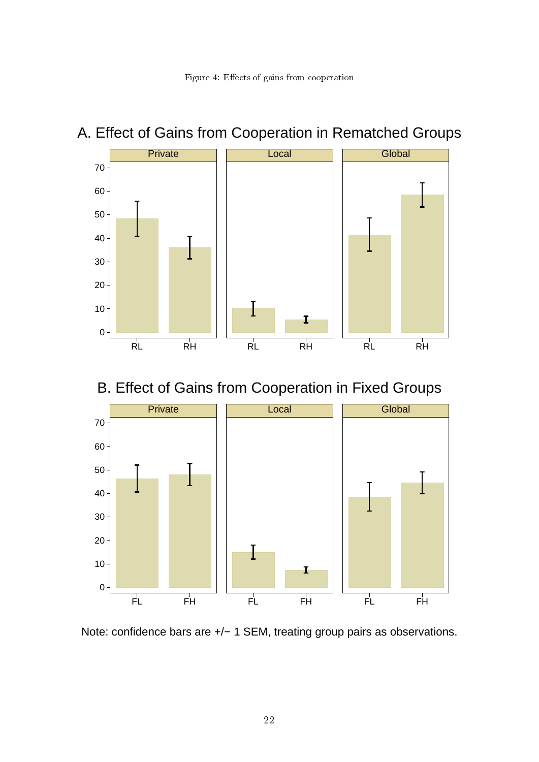Figure 4: Effects of gains from cooperation

A. Effect of Gains from Cooperation in Rematched Groups

B. Effect of Gains from Cooperation in Fixed Groups

Note: confidence bars are +/− 1 SEM, treating group pairs as observations.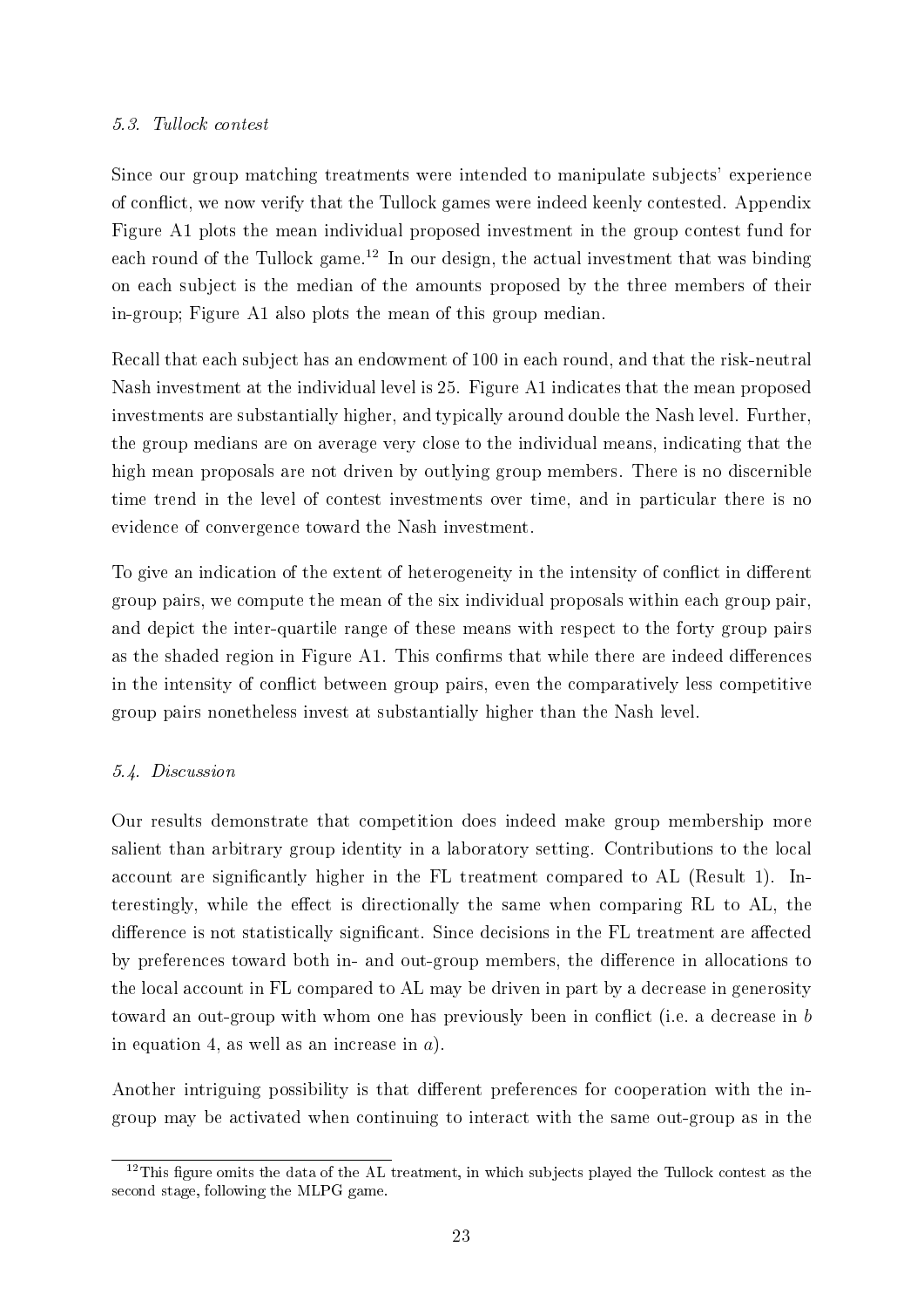### *5.3. Tullock contest*

Since our group matching treatments were intended to manipulate subjects' experience of conflict, we now verify that the Tullock games were indeed keenly contested. Appendix Figure A1 plots the mean individual proposed investment in the group contest fund for each round of the Tullock game.[12] In our design, the actual investment that was binding on each subject is the median of the amounts proposed by the three members of their in-group; Figure A1 also plots the mean of this group median.

Recall that each subject has an endowment of 100 in each round, and that the risk-neutral Nash investment at the individual level is 25. Figure A1 indicates that the mean proposed investments are substantially higher, and typically around double the Nash level. Further, the group medians are on average very close to the individual means, indicating that the high mean proposals are not driven by outlying group members. There is no discernible time trend in the level of contest investments over time, and in particular there is no evidence of convergence toward the Nash investment.

To give an indication of the extent of heterogeneity in the intensity of conflict in different group pairs, we compute the mean of the six individual proposals within each group pair, and depict the inter-quartile range of these means with respect to the forty group pairs as the shaded region in Figure A1. This confirms that while there are indeed differences in the intensity of conflict between group pairs, even the comparatively less competitive group pairs nonetheless invest at substantially higher than the Nash level.

### *5.4. Discussion*

Our results demonstrate that competition does indeed make group membership more salient than arbitrary group identity in a laboratory setting. Contributions to the local account are significantly higher in the FL treatment compared to AL (Result 1). Interestingly, while the effect is directionally the same when comparing RL to AL, the difference is not statistically significant. Since decisions in the FL treatment are affected by preferences toward both in- and out-group members, the difference in allocations to the local account in FL compared to AL may be driven in part by a decrease in generosity toward an out-group with whom one has previously been in conflict (i.e. a decrease in $b$ in equation 4, as well as an increase in $a$).

Another intriguing possibility is that different preferences for cooperation with the in-group may be activated when continuing to interact with the same out-group as in the

[12] This figure omits the data of the AL treatment, in which subjects played the Tullock contest as the second stage, following the MLPG game.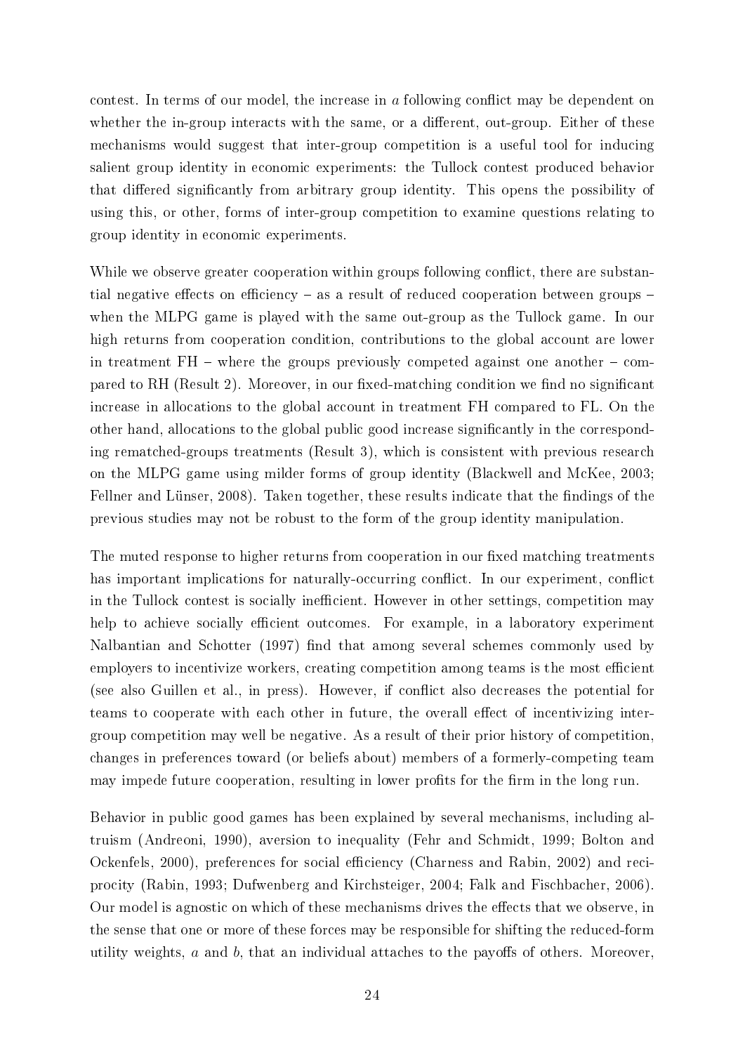contest. In terms of our model, the increase in $a$ following conflict may be dependent on whether the in-group interacts with the same, or a different, out-group. Either of these mechanisms would suggest that inter-group competition is a useful tool for inducing salient group identity in economic experiments: the Tullock contest produced behavior that differed significantly from arbitrary group identity. This opens the possibility of using this, or other, forms of inter-group competition to examine questions relating to group identity in economic experiments.

While we observe greater cooperation within groups following conflict, there are substantial negative effects on efficiency – as a result of reduced cooperation between groups – when the MLPG game is played with the same out-group as the Tullock game. In our high returns from cooperation condition, contributions to the global account are lower in treatment FH – where the groups previously competed against one another – compared to RH (Result 2). Moreover, in our fixed-matching condition we find no significant increase in allocations to the global account in treatment FH compared to FL. On the other hand, allocations to the global public good increase significantly in the corresponding rematched-groups treatments (Result 3), which is consistent with previous research on the MLPG game using milder forms of group identity (Blackwell and McKee, 2003; Fellner and Lünser, 2008). Taken together, these results indicate that the findings of the previous studies may not be robust to the form of the group identity manipulation.

The muted response to higher returns from cooperation in our fixed matching treatments has important implications for naturally-occurring conflict. In our experiment, conflict in the Tullock contest is socially inefficient. However in other settings, competition may help to achieve socially efficient outcomes. For example, in a laboratory experiment Nalbantian and Schotter (1997) find that among several schemes commonly used by employers to incentivize workers, creating competition among teams is the most efficient (see also Guillen et al., in press). However, if conflict also decreases the potential for teams to cooperate with each other in future, the overall effect of incentivizing inter-group competition may well be negative. As a result of their prior history of competition, changes in preferences toward (or beliefs about) members of a formerly-competing team may impede future cooperation, resulting in lower profits for the firm in the long run.

Behavior in public good games has been explained by several mechanisms, including altruism (Andreoni, 1990), aversion to inequality (Fehr and Schmidt, 1999; Bolton and Ockenfels, 2000), preferences for social efficiency (Charness and Rabin, 2002) and reciprocity (Rabin, 1993; Dufwenberg and Kirchsteiger, 2004; Falk and Fischbacher, 2006). Our model is agnostic on which of these mechanisms drives the effects that we observe, in the sense that one or more of these forces may be responsible for shifting the reduced-form utility weights, $a$ and $b$, that an individual attaches to the payoffs of others. Moreover,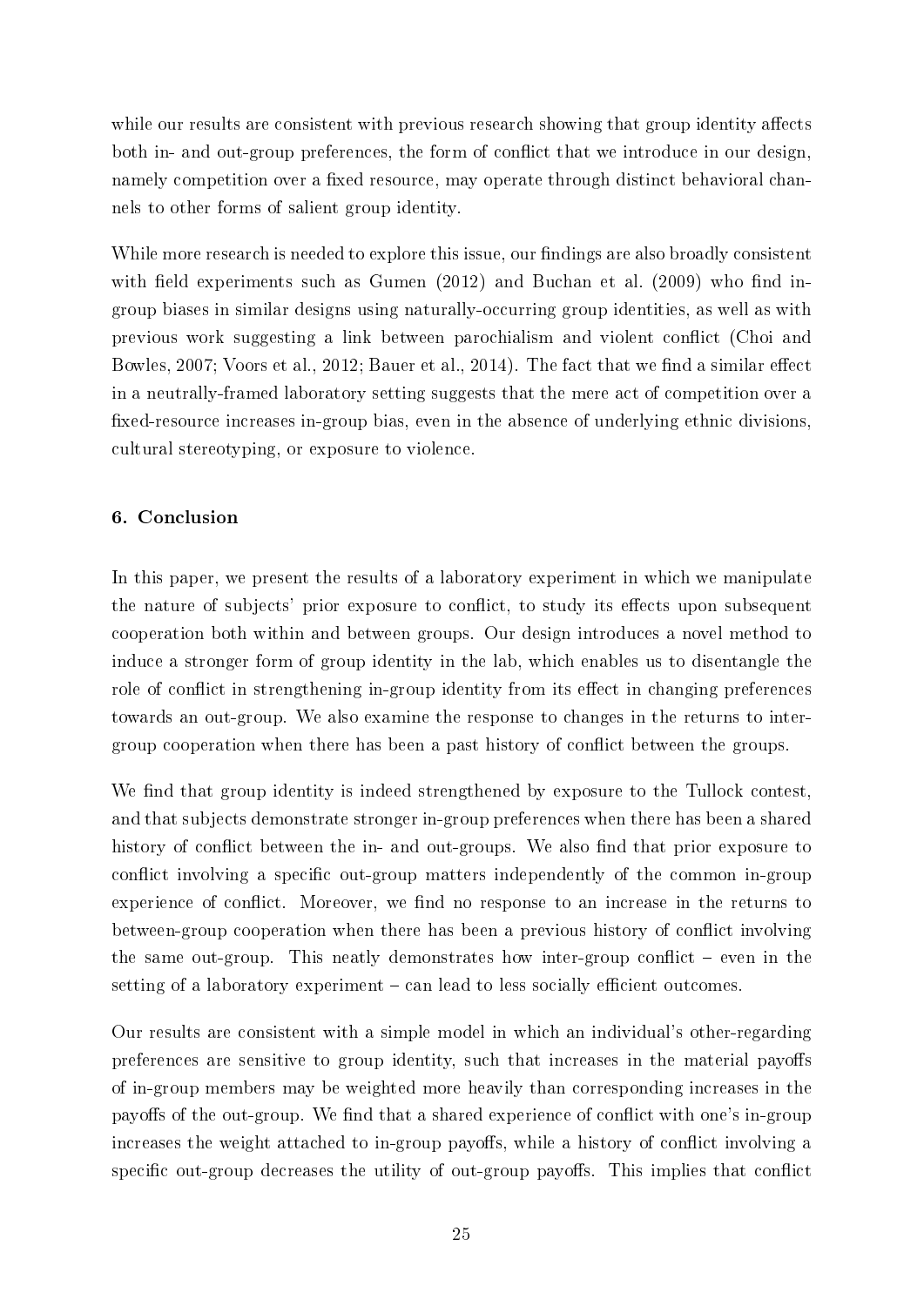while our results are consistent with previous research showing that group identity affects both in- and out-group preferences, the form of conflict that we introduce in our design, namely competition over a fixed resource, may operate through distinct behavioral channels to other forms of salient group identity.

While more research is needed to explore this issue, our findings are also broadly consistent with field experiments such as Gumen (2012) and Buchan et al. (2009) who find in-group biases in similar designs using naturally-occurring group identities, as well as with previous work suggesting a link between parochialism and violent conflict (Choi and Bowles, 2007; Voors et al., 2012; Bauer et al., 2014). The fact that we find a similar effect in a neutrally-framed laboratory setting suggests that the mere act of competition over a fixed-resource increases in-group bias, even in the absence of underlying ethnic divisions, cultural stereotyping, or exposure to violence.

## 6. Conclusion

In this paper, we present the results of a laboratory experiment in which we manipulate the nature of subjects' prior exposure to conflict, to study its effects upon subsequent cooperation both within and between groups. Our design introduces a novel method to induce a stronger form of group identity in the lab, which enables us to disentangle the role of conflict in strengthening in-group identity from its effect in changing preferences towards an out-group. We also examine the response to changes in the returns to inter-group cooperation when there has been a past history of conflict between the groups.

We find that group identity is indeed strengthened by exposure to the Tullock contest, and that subjects demonstrate stronger in-group preferences when there has been a shared history of conflict between the in- and out-groups. We also find that prior exposure to conflict involving a specific out-group matters independently of the common in-group experience of conflict. Moreover, we find no response to an increase in the returns to between-group cooperation when there has been a previous history of conflict involving the same out-group. This neatly demonstrates how inter-group conflict – even in the setting of a laboratory experiment – can lead to less socially efficient outcomes.

Our results are consistent with a simple model in which an individual's other-regarding preferences are sensitive to group identity, such that increases in the material payoffs of in-group members may be weighted more heavily than corresponding increases in the payoffs of the out-group. We find that a shared experience of conflict with one's in-group increases the weight attached to in-group payoffs, while a history of conflict involving a specific out-group decreases the utility of out-group payoffs. This implies that conflict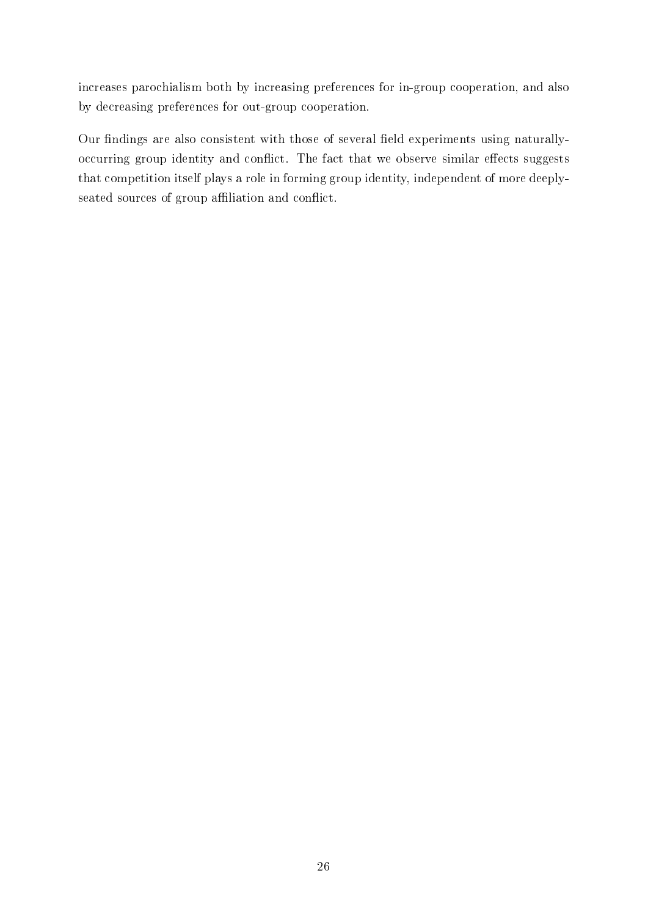increases parochialism both by increasing preferences for in-group cooperation, and also by decreasing preferences for out-group cooperation.

Our findings are also consistent with those of several field experiments using naturally-occurring group identity and conflict. The fact that we observe similar effects suggests that competition itself plays a role in forming group identity, independent of more deeply-seated sources of group affiliation and conflict.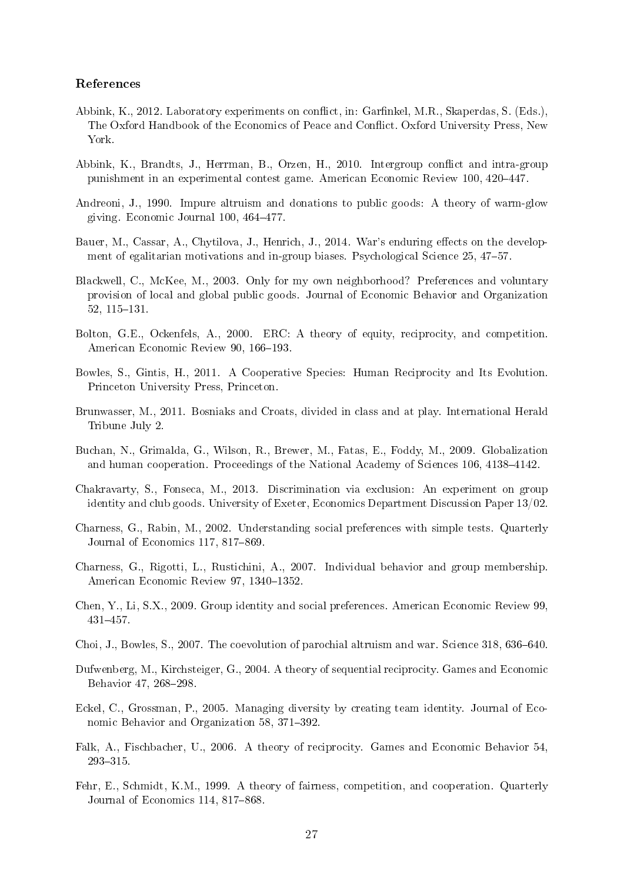## References

Abbink, K., 2012. Laboratory experiments on conflict, in: Garfinkel, M.R., Skaperdas, S. (Eds.), The Oxford Handbook of the Economics of Peace and Conflict. Oxford University Press, New York.

Abbink, K., Brandts, J., Herrman, B., Orzen, H., 2010. Intergroup conflict and intra-group punishment in an experimental contest game. American Economic Review 100, 420–447.

Andreoni, J., 1990. Impure altruism and donations to public goods: A theory of warm-glow giving. Economic Journal 100, 464–477.

Bauer, M., Cassar, A., Chytilova, J., Henrich, J., 2014. War's enduring effects on the development of egalitarian motivations and in-group biases. Psychological Science 25, 47–57.

Blackwell, C., McKee, M., 2003. Only for my own neighborhood? Preferences and voluntary provision of local and global public goods. Journal of Economic Behavior and Organization 52, 115–131.

Bolton, G.E., Ockenfels, A., 2000. ERC: A theory of equity, reciprocity, and competition. American Economic Review 90, 166–193.

Bowles, S., Gintis, H., 2011. A Cooperative Species: Human Reciprocity and Its Evolution. Princeton University Press, Princeton.

Brunwasser, M., 2011. Bosniaks and Croats, divided in class and at play. International Herald Tribune July 2.

Buchan, N., Grimalda, G., Wilson, R., Brewer, M., Fatas, E., Foddy, M., 2009. Globalization and human cooperation. Proceedings of the National Academy of Sciences 106, 4138–4142.

Chakravarty, S., Fonseca, M., 2013. Discrimination via exclusion: An experiment on group identity and club goods. University of Exeter, Economics Department Discussion Paper 13/02.

Charness, G., Rabin, M., 2002. Understanding social preferences with simple tests. Quarterly Journal of Economics 117, 817–869.

Charness, G., Rigotti, L., Rustichini, A., 2007. Individual behavior and group membership. American Economic Review 97, 1340–1352.

Chen, Y., Li, S.X., 2009. Group identity and social preferences. American Economic Review 99, 431–457.

Choi, J., Bowles, S., 2007. The coevolution of parochial altruism and war. Science 318, 636–640.

Dufwenberg, M., Kirchsteiger, G., 2004. A theory of sequential reciprocity. Games and Economic Behavior 47, 268–298.

Eckel, C., Grossman, P., 2005. Managing diversity by creating team identity. Journal of Economic Behavior and Organization 58, 371–392.

Falk, A., Fischbacher, U., 2006. A theory of reciprocity. Games and Economic Behavior 54, 293–315.

Fehr, E., Schmidt, K.M., 1999. A theory of fairness, competition, and cooperation. Quarterly Journal of Economics 114, 817–868.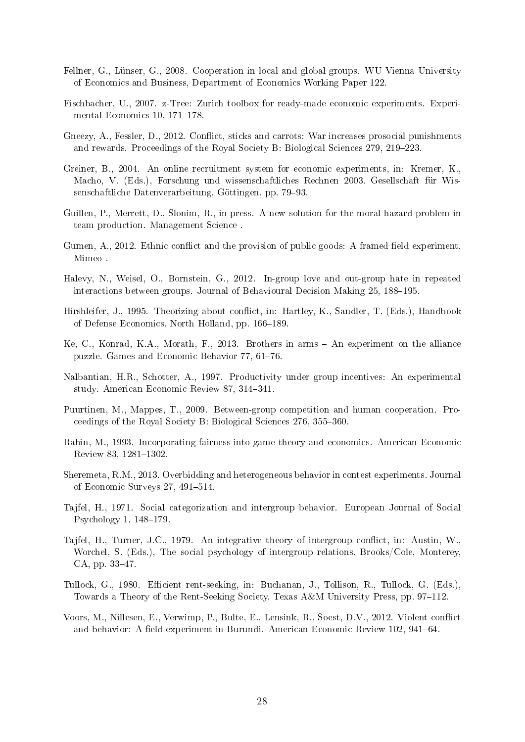Fellner, G., Lünser, G., 2008. Cooperation in local and global groups. WU Vienna University of Economics and Business, Department of Economics Working Paper 122.

Fischbacher, U., 2007. z-Tree: Zurich toolbox for ready-made economic experiments. Experimental Economics 10, 171–178.

Gneezy, A., Fessler, D., 2012. Conflict, sticks and carrots: War increases prosocial punishments and rewards. Proceedings of the Royal Society B: Biological Sciences 279, 219–223.

Greiner, B., 2004. An online recruitment system for economic experiments, in: Kremer, K., Macho, V. (Eds.), Forschung und wissenschaftliches Rechnen 2003. Gesellschaft für Wissenschaftliche Datenverarbeitung, Göttingen, pp. 79–93.

Guillen, P., Merrett, D., Slonim, R., in press. A new solution for the moral hazard problem in team production. Management Science .

Gumen, A., 2012. Ethnic conflict and the provision of public goods: A framed field experiment. Mimeo .

Halevy, N., Weisel, O., Bornstein, G., 2012. In-group love and out-group hate in repeated interactions between groups. Journal of Behavioural Decision Making 25, 188–195.

Hirshleifer, J., 1995. Theorizing about conflict, in: Hartley, K., Sandler, T. (Eds.), Handbook of Defense Economics. North Holland, pp. 166–189.

Ke, C., Konrad, K.A., Morath, F., 2013. Brothers in arms – An experiment on the alliance puzzle. Games and Economic Behavior 77, 61–76.

Nalbantian, H.R., Schotter, A., 1997. Productivity under group incentives: An experimental study. American Economic Review 87, 314–341.

Puurtinen, M., Mappes, T., 2009. Between-group competition and human cooperation. Proceedings of the Royal Society B: Biological Sciences 276, 355–360.

Rabin, M., 1993. Incorporating fairness into game theory and economics. American Economic Review 83, 1281–1302.

Sheremeta, R.M., 2013. Overbidding and heterogeneous behavior in contest experiments. Journal of Economic Surveys 27, 491–514.

Tajfel, H., 1971. Social categorization and intergroup behavior. European Journal of Social Psychology 1, 148–179.

Tajfel, H., Turner, J.C., 1979. An integrative theory of intergroup conflict, in: Austin, W., Worchel, S. (Eds.), The social psychology of intergroup relations. Brooks/Cole, Monterey, CA, pp. 33–47.

Tullock, G., 1980. Efficient rent-seeking, in: Buchanan, J., Tollison, R., Tullock, G. (Eds.), Towards a Theory of the Rent-Seeking Society. Texas A&M University Press, pp. 97–112.

Voors, M., Nillesen, E., Verwimp, P., Bulte, E., Lensink, R., Soest, D.V., 2012. Violent conflict and behavior: A field experiment in Burundi. American Economic Review 102, 941–64.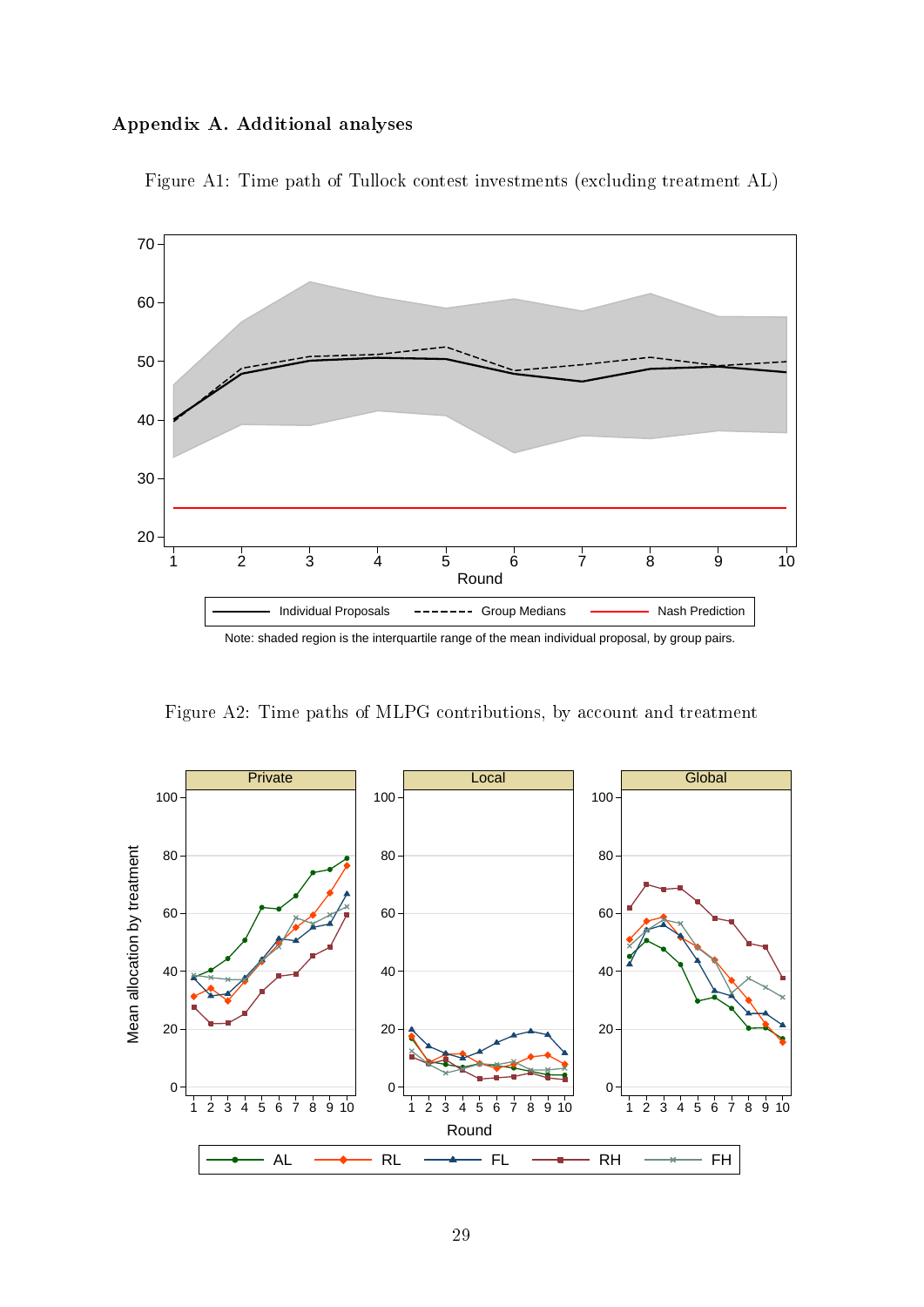## Appendix A. Additional analyses

Figure A1: Time path of Tullock contest investments (excluding treatment AL)

Note: shaded region is the interquartile range of the mean individual proposal, by group pairs.

Figure A2: Time paths of MLPG contributions, by account and treatment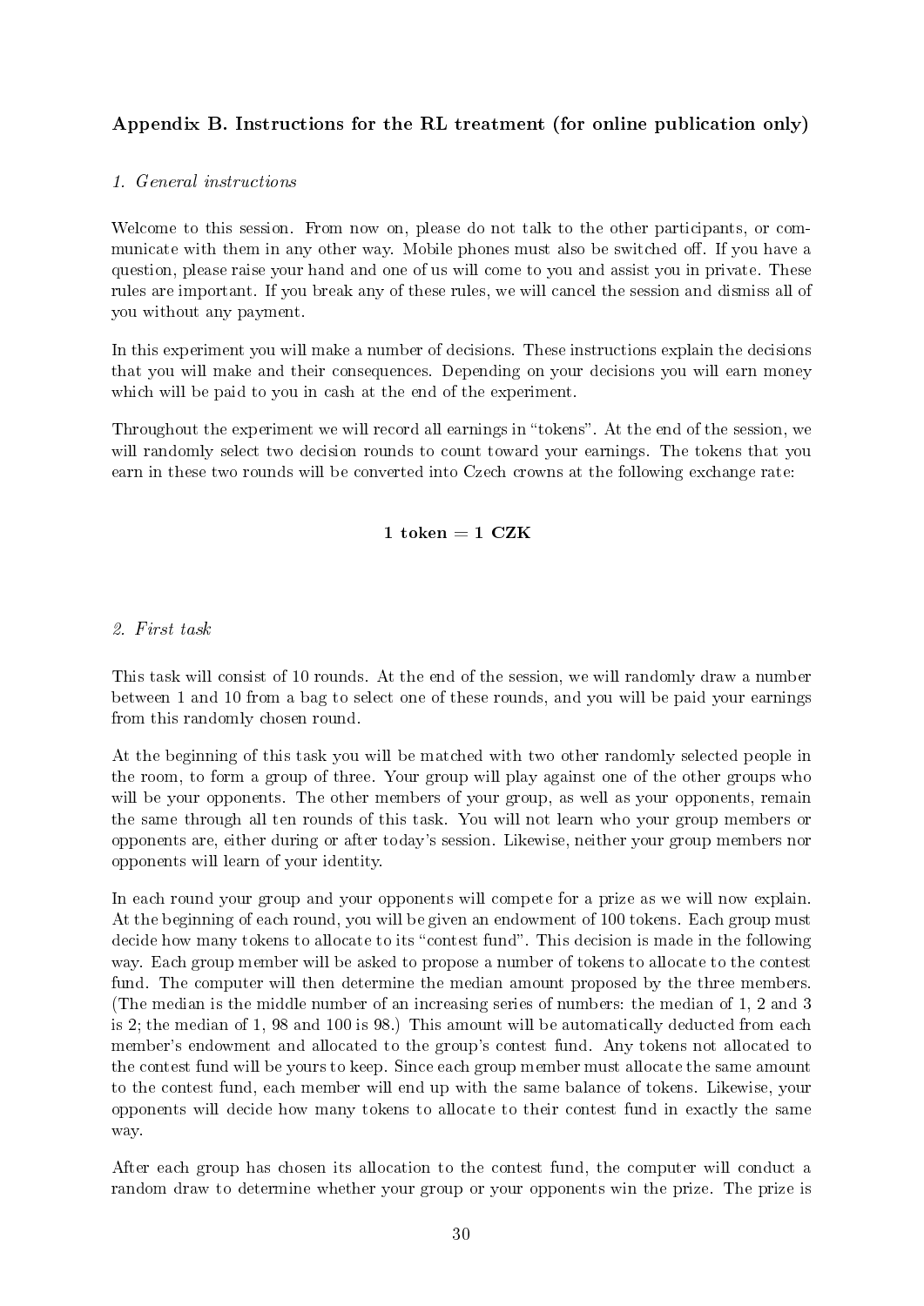## Appendix B. Instructions for the RL treatment (for online publication only)

### *1. General instructions*

Welcome to this session. From now on, please do not talk to the other participants, or communicate with them in any other way. Mobile phones must also be switched off. If you have a question, please raise your hand and one of us will come to you and assist you in private. These rules are important. If you break any of these rules, we will cancel the session and dismiss all of you without any payment.

In this experiment you will make a number of decisions. These instructions explain the decisions that you will make and their consequences. Depending on your decisions you will earn money which will be paid to you in cash at the end of the experiment.

Throughout the experiment we will record all earnings in "tokens". At the end of the session, we will randomly select two decision rounds to count toward your earnings. The tokens that you earn in these two rounds will be converted into Czech crowns at the following exchange rate:

**1 token = 1 CZK**

### *2. First task*

This task will consist of 10 rounds. At the end of the session, we will randomly draw a number between 1 and 10 from a bag to select one of these rounds, and you will be paid your earnings from this randomly chosen round.

At the beginning of this task you will be matched with two other randomly selected people in the room, to form a group of three. Your group will play against one of the other groups who will be your opponents. The other members of your group, as well as your opponents, remain the same through all ten rounds of this task. You will not learn who your group members or opponents are, either during or after today's session. Likewise, neither your group members nor opponents will learn of your identity.

In each round your group and your opponents will compete for a prize as we will now explain. At the beginning of each round, you will be given an endowment of 100 tokens. Each group must decide how many tokens to allocate to its "contest fund". This decision is made in the following way. Each group member will be asked to propose a number of tokens to allocate to the contest fund. The computer will then determine the median amount proposed by the three members. (The median is the middle number of an increasing series of numbers: the median of 1, 2 and 3 is 2; the median of 1, 98 and 100 is 98.) This amount will be automatically deducted from each member's endowment and allocated to the group's contest fund. Any tokens not allocated to the contest fund will be yours to keep. Since each group member must allocate the same amount to the contest fund, each member will end up with the same balance of tokens. Likewise, your opponents will decide how many tokens to allocate to their contest fund in exactly the same way.

After each group has chosen its allocation to the contest fund, the computer will conduct a random draw to determine whether your group or your opponents win the prize. The prize is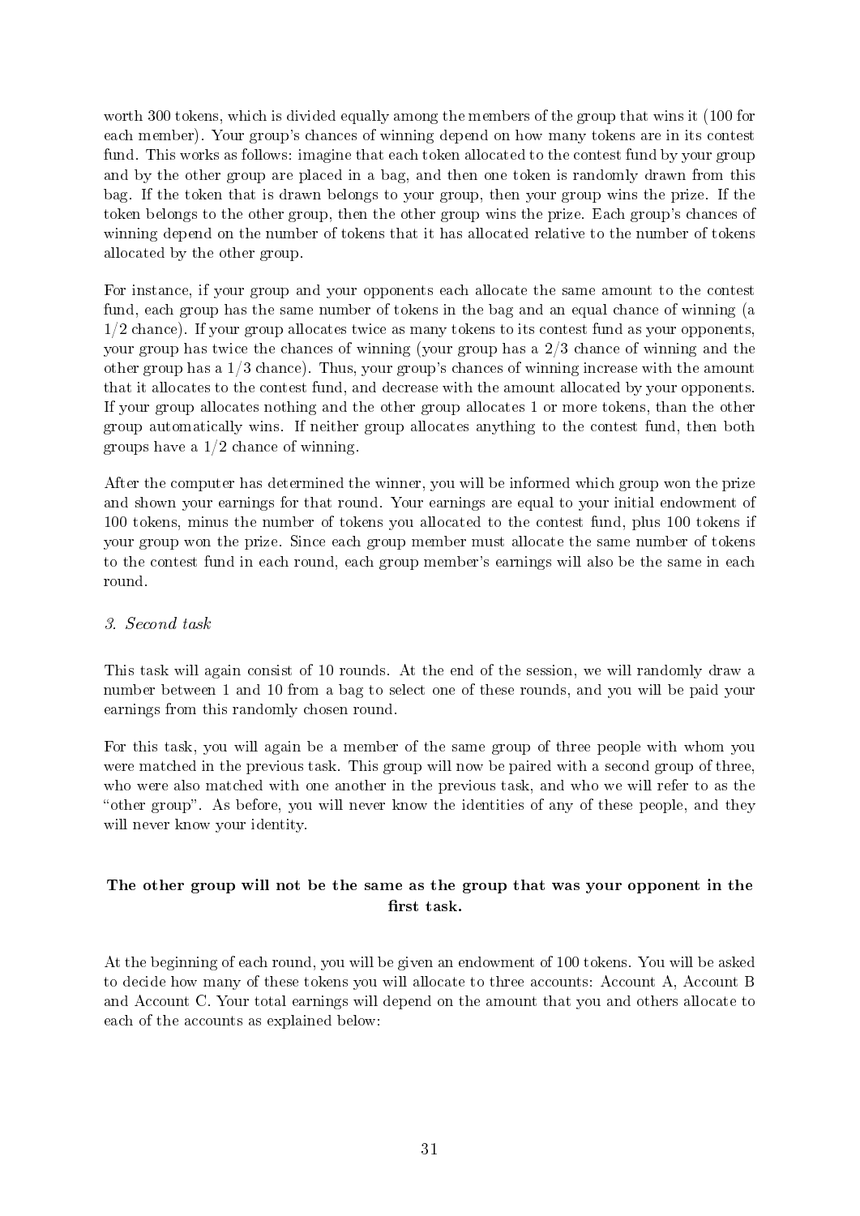worth 300 tokens, which is divided equally among the members of the group that wins it (100 for each member). Your group's chances of winning depend on how many tokens are in its contest fund. This works as follows: imagine that each token allocated to the contest fund by your group and by the other group are placed in a bag, and then one token is randomly drawn from this bag. If the token that is drawn belongs to your group, then your group wins the prize. If the token belongs to the other group, then the other group wins the prize. Each group's chances of winning depend on the number of tokens that it has allocated relative to the number of tokens allocated by the other group.

For instance, if your group and your opponents each allocate the same amount to the contest fund, each group has the same number of tokens in the bag and an equal chance of winning (a 1/2 chance). If your group allocates twice as many tokens to its contest fund as your opponents, your group has twice the chances of winning (your group has a 2/3 chance of winning and the other group has a 1/3 chance). Thus, your group's chances of winning increase with the amount that it allocates to the contest fund, and decrease with the amount allocated by your opponents. If your group allocates nothing and the other group allocates 1 or more tokens, than the other group automatically wins. If neither group allocates anything to the contest fund, then both groups have a 1/2 chance of winning.

After the computer has determined the winner, you will be informed which group won the prize and shown your earnings for that round. Your earnings are equal to your initial endowment of 100 tokens, minus the number of tokens you allocated to the contest fund, plus 100 tokens if your group won the prize. Since each group member must allocate the same number of tokens to the contest fund in each round, each group member's earnings will also be the same in each round.

*3. Second task*

This task will again consist of 10 rounds. At the end of the session, we will randomly draw a number between 1 and 10 from a bag to select one of these rounds, and you will be paid your earnings from this randomly chosen round.

For this task, you will again be a member of the same group of three people with whom you were matched in the previous task. This group will now be paired with a second group of three, who were also matched with one another in the previous task, and who we will refer to as the "other group". As before, you will never know the identities of any of these people, and they will never know your identity.

**The other group will not be the same as the group that was your opponent in the first task.**

At the beginning of each round, you will be given an endowment of 100 tokens. You will be asked to decide how many of these tokens you will allocate to three accounts: Account A, Account B and Account C. Your total earnings will depend on the amount that you and others allocate to each of the accounts as explained below: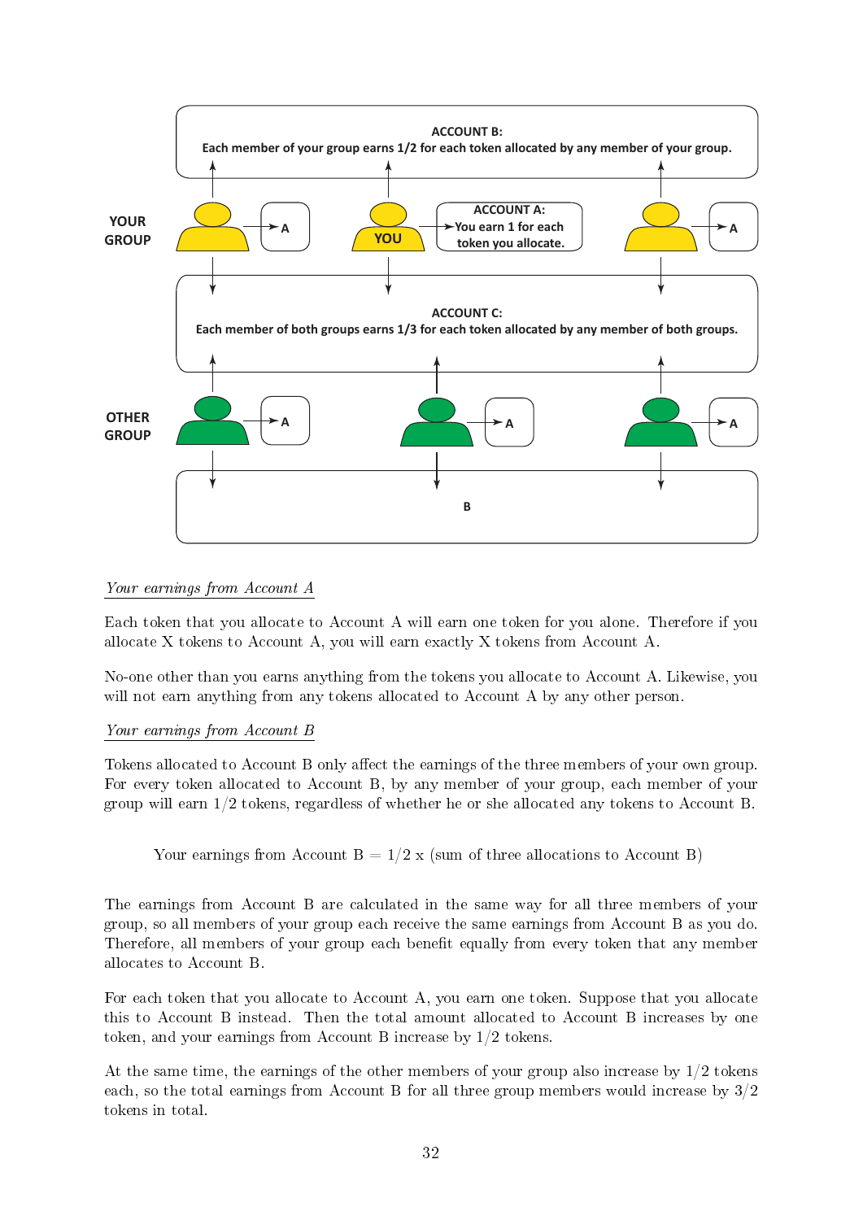ACCOUNT B:
Each member of your group earns 1/2 for each token allocated by any member of your group.

YOUR GROUP

YOU

ACCOUNT A:
You earn 1 for each token you allocate.

ACCOUNT C:
Each member of both groups earns 1/3 for each token allocated by any member of both groups.

OTHER GROUP

*Your earnings from Account A*

Each token that you allocate to Account A will earn one token for you alone. Therefore if you allocate X tokens to Account A, you will earn exactly X tokens from Account A.

No-one other than you earns anything from the tokens you allocate to Account A. Likewise, you will not earn anything from any tokens allocated to Account A by any other person.

*Your earnings from Account B*

Tokens allocated to Account B only affect the earnings of the three members of your own group. For every token allocated to Account B, by any member of your group, each member of your group will earn 1/2 tokens, regardless of whether he or she allocated any tokens to Account B.

Your earnings from Account B = 1/2 x (sum of three allocations to Account B)

The earnings from Account B are calculated in the same way for all three members of your group, so all members of your group each receive the same earnings from Account B as you do. Therefore, all members of your group each benefit equally from every token that any member allocates to Account B.

For each token that you allocate to Account A, you earn one token. Suppose that you allocate this to Account B instead. Then the total amount allocated to Account B increases by one token, and your earnings from Account B increase by 1/2 tokens.

At the same time, the earnings of the other members of your group also increase by 1/2 tokens each, so the total earnings from Account B for all three group members would increase by 3/2 tokens in total.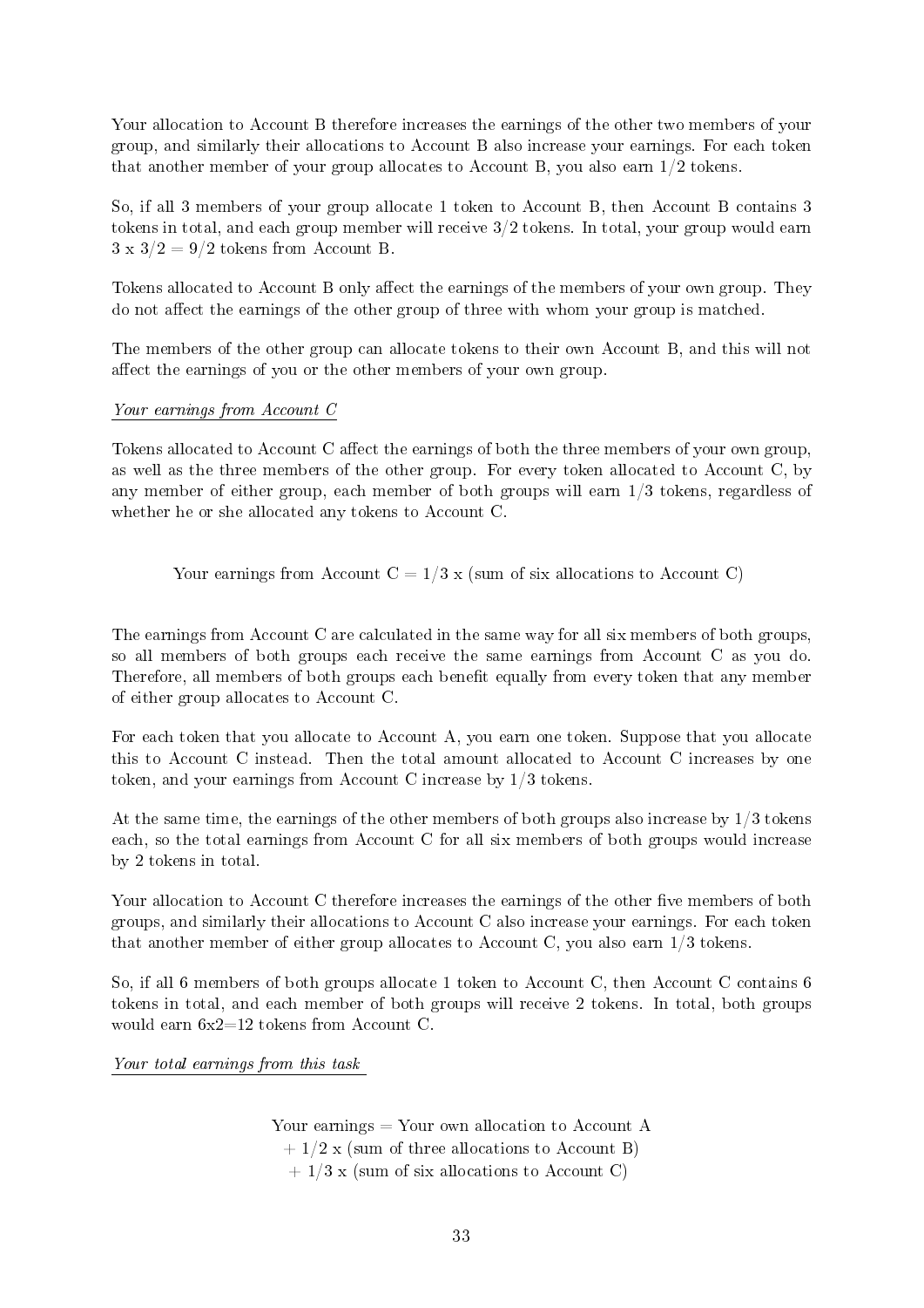Your allocation to Account B therefore increases the earnings of the other two members of your group, and similarly their allocations to Account B also increase your earnings. For each token that another member of your group allocates to Account B, you also earn 1/2 tokens.

So, if all 3 members of your group allocate 1 token to Account B, then Account B contains 3 tokens in total, and each group member will receive 3/2 tokens. In total, your group would earn 3 x 3/2 = 9/2 tokens from Account B.

Tokens allocated to Account B only affect the earnings of the members of your own group. They do not affect the earnings of the other group of three with whom your group is matched.

The members of the other group can allocate tokens to their own Account B, and this will not affect the earnings of you or the other members of your own group.

*Your earnings from Account C*

Tokens allocated to Account C affect the earnings of both the three members of your own group, as well as the three members of the other group. For every token allocated to Account C, by any member of either group, each member of both groups will earn 1/3 tokens, regardless of whether he or she allocated any tokens to Account C.

Your earnings from Account C = 1/3 x (sum of six allocations to Account C)

The earnings from Account C are calculated in the same way for all six members of both groups, so all members of both groups each receive the same earnings from Account C as you do. Therefore, all members of both groups each benefit equally from every token that any member of either group allocates to Account C.

For each token that you allocate to Account A, you earn one token. Suppose that you allocate this to Account C instead. Then the total amount allocated to Account C increases by one token, and your earnings from Account C increase by 1/3 tokens.

At the same time, the earnings of the other members of both groups also increase by 1/3 tokens each, so the total earnings from Account C for all six members of both groups would increase by 2 tokens in total.

Your allocation to Account C therefore increases the earnings of the other five members of both groups, and similarly their allocations to Account C also increase your earnings. For each token that another member of either group allocates to Account C, you also earn 1/3 tokens.

So, if all 6 members of both groups allocate 1 token to Account C, then Account C contains 6 tokens in total, and each member of both groups will receive 2 tokens. In total, both groups would earn 6x2=12 tokens from Account C.

*Your total earnings from this task*

Your earnings = Your own allocation to Account A
+ 1/2 x (sum of three allocations to Account B)
+ 1/3 x (sum of six allocations to Account C)